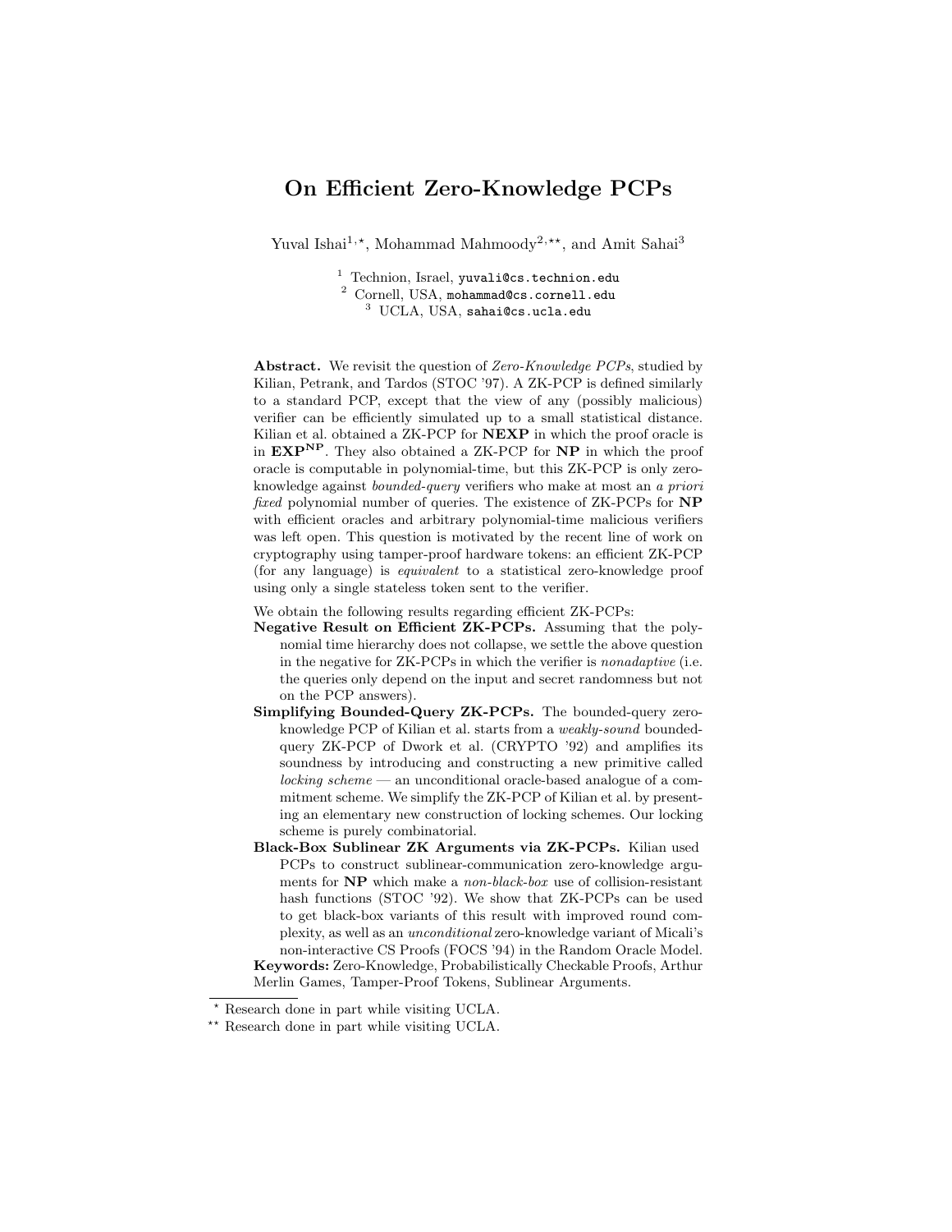# On Efficient Zero-Knowledge PCPs

Yuval Ishai[1,⋆], Mohammad Mahmoody[2,⋆⋆], and Amit Sahai[3]

[1] Technion, Israel, yuvali@cs.technion.edu
[2] Cornell, USA, mohammad@cs.cornell.edu
[3] UCLA, USA, sahai@cs.ucla.edu

**Abstract.** We revisit the question of *Zero-Knowledge PCPs*, studied by Kilian, Petrank, and Tardos (STOC '97). A ZK-PCP is defined similarly to a standard PCP, except that the view of any (possibly malicious) verifier can be efficiently simulated up to a small statistical distance. Kilian et al. obtained a ZK-PCP for **NEXP** in which the proof oracle is in $\mathbf{EXP}^{\mathbf{NP}}$. They also obtained a ZK-PCP for **NP** in which the proof oracle is computable in polynomial-time, but this ZK-PCP is only zero-knowledge against *bounded-query* verifiers who make at most an *a priori fixed* polynomial number of queries. The existence of ZK-PCPs for **NP** with efficient oracles and arbitrary polynomial-time malicious verifiers was left open. This question is motivated by the recent line of work on cryptography using tamper-proof hardware tokens: an efficient ZK-PCP (for any language) is *equivalent* to a statistical zero-knowledge proof using only a single stateless token sent to the verifier.

We obtain the following results regarding efficient ZK-PCPs:

**Negative Result on Efficient ZK-PCPs.** Assuming that the polynomial time hierarchy does not collapse, we settle the above question in the negative for ZK-PCPs in which the verifier is *nonadaptive* (i.e. the queries only depend on the input and secret randomness but not on the PCP answers).

**Simplifying Bounded-Query ZK-PCPs.** The bounded-query zero-knowledge PCP of Kilian et al. starts from a *weakly-sound* bounded-query ZK-PCP of Dwork et al. (CRYPTO '92) and amplifies its soundness by introducing and constructing a new primitive called *locking scheme* — an unconditional oracle-based analogue of a commitment scheme. We simplify the ZK-PCP of Kilian et al. by presenting an elementary new construction of locking schemes. Our locking scheme is purely combinatorial.

**Black-Box Sublinear ZK Arguments via ZK-PCPs.** Kilian used PCPs to construct sublinear-communication zero-knowledge arguments for **NP** which make a *non-black-box* use of collision-resistant hash functions (STOC '92). We show that ZK-PCPs can be used to get black-box variants of this result with improved round complexity, as well as an *unconditional* zero-knowledge variant of Micali's non-interactive CS Proofs (FOCS '94) in the Random Oracle Model.

**Keywords:** Zero-Knowledge, Probabilistically Checkable Proofs, Arthur Merlin Games, Tamper-Proof Tokens, Sublinear Arguments.

---

⋆ Research done in part while visiting UCLA.
⋆⋆ Research done in part while visiting UCLA.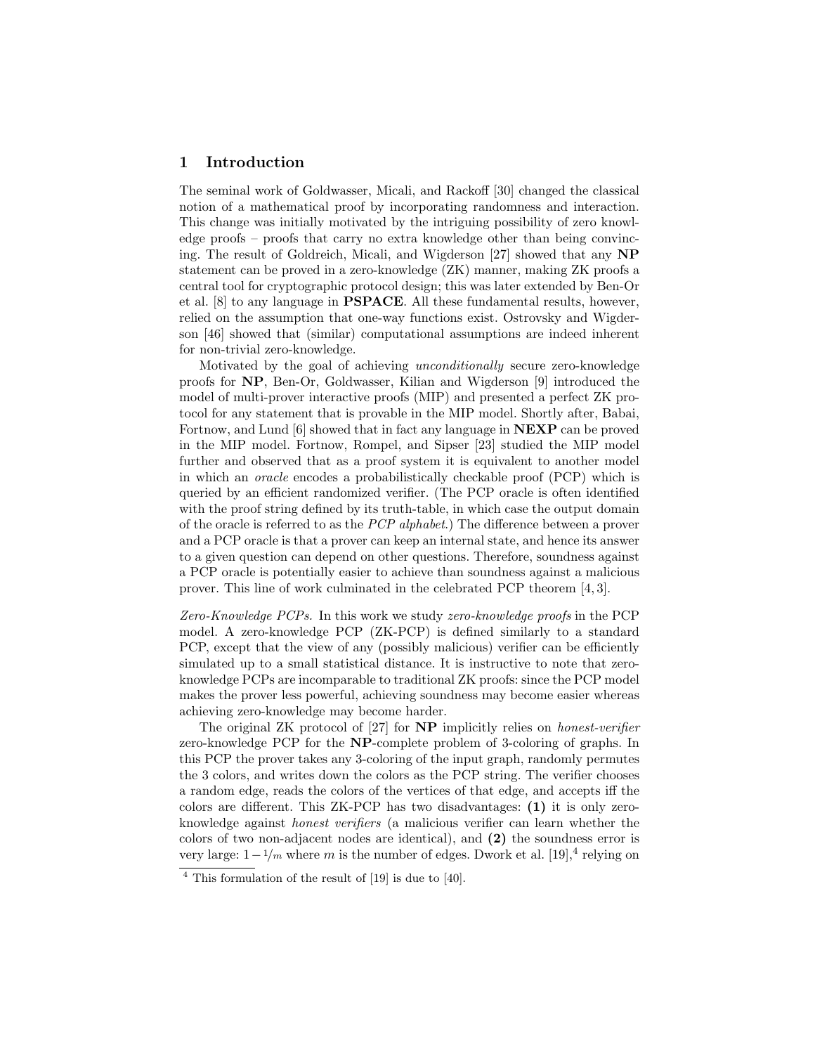## 1 Introduction

The seminal work of Goldwasser, Micali, and Rackoff [30] changed the classical notion of a mathematical proof by incorporating randomness and interaction. This change was initially motivated by the intriguing possibility of zero knowledge proofs – proofs that carry no extra knowledge other than being convincing. The result of Goldreich, Micali, and Wigderson [27] showed that any **NP** statement can be proved in a zero-knowledge (ZK) manner, making ZK proofs a central tool for cryptographic protocol design; this was later extended by Ben-Or et al. [8] to any language in **PSPACE**. All these fundamental results, however, relied on the assumption that one-way functions exist. Ostrovsky and Wigderson [46] showed that (similar) computational assumptions are indeed inherent for non-trivial zero-knowledge.

Motivated by the goal of achieving *unconditionally* secure zero-knowledge proofs for **NP**, Ben-Or, Goldwasser, Kilian and Wigderson [9] introduced the model of multi-prover interactive proofs (MIP) and presented a perfect ZK protocol for any statement that is provable in the MIP model. Shortly after, Babai, Fortnow, and Lund [6] showed that in fact any language in **NEXP** can be proved in the MIP model. Fortnow, Rompel, and Sipser [23] studied the MIP model further and observed that as a proof system it is equivalent to another model in which an *oracle* encodes a probabilistically checkable proof (PCP) which is queried by an efficient randomized verifier. (The PCP oracle is often identified with the proof string defined by its truth-table, in which case the output domain of the oracle is referred to as the *PCP alphabet*.) The difference between a prover and a PCP oracle is that a prover can keep an internal state, and hence its answer to a given question can depend on other questions. Therefore, soundness against a PCP oracle is potentially easier to achieve than soundness against a malicious prover. This line of work culminated in the celebrated PCP theorem [4, 3].

*Zero-Knowledge PCPs.* In this work we study *zero-knowledge proofs* in the PCP model. A zero-knowledge PCP (ZK-PCP) is defined similarly to a standard PCP, except that the view of any (possibly malicious) verifier can be efficiently simulated up to a small statistical distance. It is instructive to note that zero-knowledge PCPs are incomparable to traditional ZK proofs: since the PCP model makes the prover less powerful, achieving soundness may become easier whereas achieving zero-knowledge may become harder.

The original ZK protocol of [27] for **NP** implicitly relies on *honest-verifier* zero-knowledge PCP for the **NP**-complete problem of 3-coloring of graphs. In this PCP the prover takes any 3-coloring of the input graph, randomly permutes the 3 colors, and writes down the colors as the PCP string. The verifier chooses a random edge, reads the colors of the vertices of that edge, and accepts iff the colors are different. This ZK-PCP has two disadvantages: **(1)** it is only zero-knowledge against *honest verifiers* (a malicious verifier can learn whether the colors of two non-adjacent nodes are identical), and **(2)** the soundness error is very large: $1 - 1/m$ where $m$ is the number of edges. Dwork et al. [19],[4] relying on

[4] This formulation of the result of [19] is due to [40].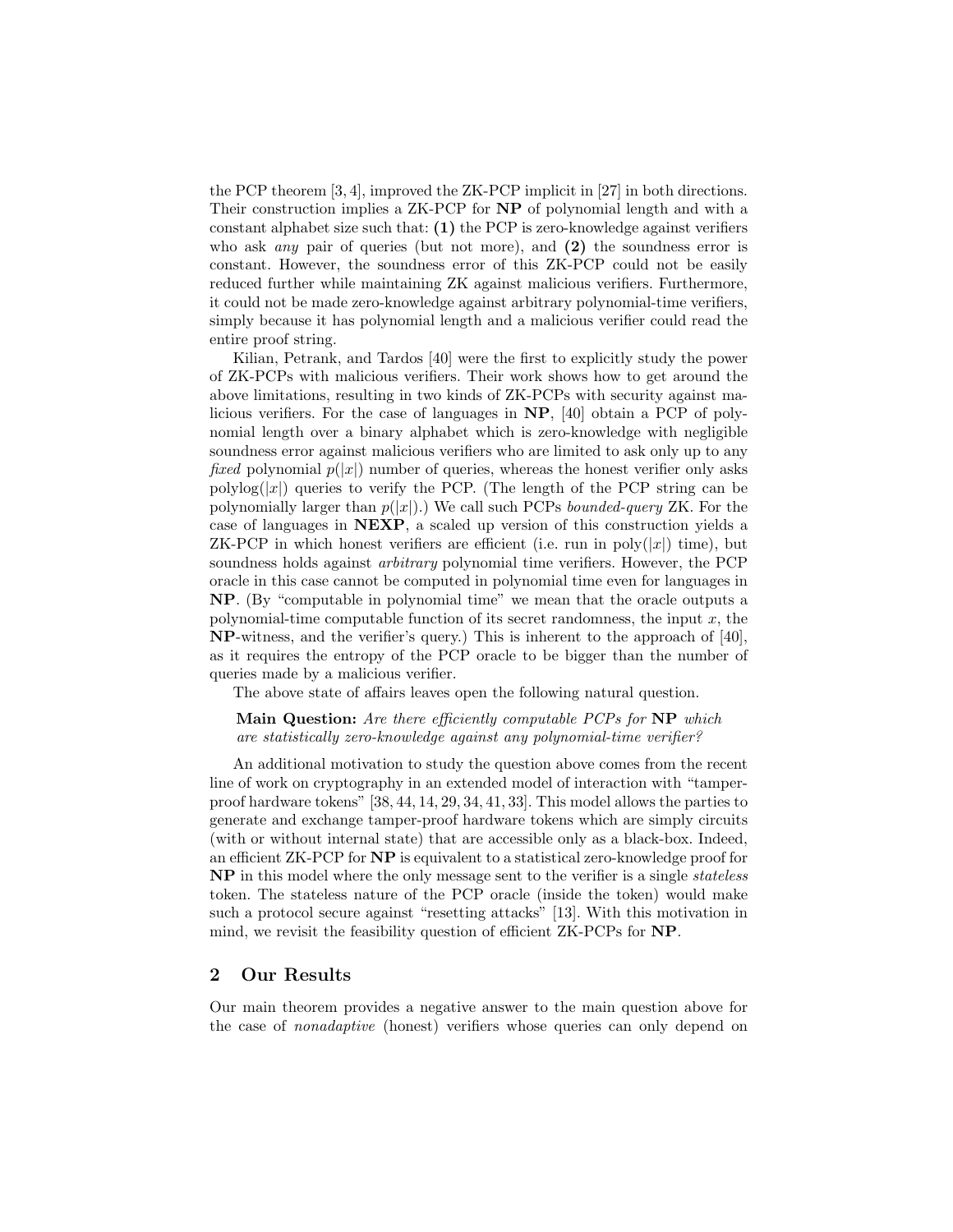the PCP theorem [3, 4], improved the ZK-PCP implicit in [27] in both directions. Their construction implies a ZK-PCP for **NP** of polynomial length and with a constant alphabet size such that: **(1)** the PCP is zero-knowledge against verifiers who ask *any* pair of queries (but not more), and **(2)** the soundness error is constant. However, the soundness error of this ZK-PCP could not be easily reduced further while maintaining ZK against malicious verifiers. Furthermore, it could not be made zero-knowledge against arbitrary polynomial-time verifiers, simply because it has polynomial length and a malicious verifier could read the entire proof string.

Kilian, Petrank, and Tardos [40] were the first to explicitly study the power of ZK-PCPs with malicious verifiers. Their work shows how to get around the above limitations, resulting in two kinds of ZK-PCPs with security against malicious verifiers. For the case of languages in **NP**, [40] obtain a PCP of polynomial length over a binary alphabet which is zero-knowledge with negligible soundness error against malicious verifiers who are limited to ask only up to any *fixed* polynomial $p(|x|)$ number of queries, whereas the honest verifier only asks $\mathrm{polylog}(|x|)$ queries to verify the PCP. (The length of the PCP string can be polynomially larger than $p(|x|)$.) We call such PCPs *bounded-query* ZK. For the case of languages in **NEXP**, a scaled up version of this construction yields a ZK-PCP in which honest verifiers are efficient (i.e. run in $\mathrm{poly}(|x|)$ time), but soundness holds against *arbitrary* polynomial time verifiers. However, the PCP oracle in this case cannot be computed in polynomial time even for languages in **NP**. (By "computable in polynomial time" we mean that the oracle outputs a polynomial-time computable function of its secret randomness, the input $x$, the **NP**-witness, and the verifier's query.) This is inherent to the approach of [40], as it requires the entropy of the PCP oracle to be bigger than the number of queries made by a malicious verifier.

The above state of affairs leaves open the following natural question.

> **Main Question:** *Are there efficiently computable PCPs for* **NP** *which are statistically zero-knowledge against any polynomial-time verifier?*

An additional motivation to study the question above comes from the recent line of work on cryptography in an extended model of interaction with "tamper-proof hardware tokens" [38, 44, 14, 29, 34, 41, 33]. This model allows the parties to generate and exchange tamper-proof hardware tokens which are simply circuits (with or without internal state) that are accessible only as a black-box. Indeed, an efficient ZK-PCP for **NP** is equivalent to a statistical zero-knowledge proof for **NP** in this model where the only message sent to the verifier is a single *stateless* token. The stateless nature of the PCP oracle (inside the token) would make such a protocol secure against "resetting attacks" [13]. With this motivation in mind, we revisit the feasibility question of efficient ZK-PCPs for **NP**.

## 2 Our Results

Our main theorem provides a negative answer to the main question above for the case of *nonadaptive* (honest) verifiers whose queries can only depend on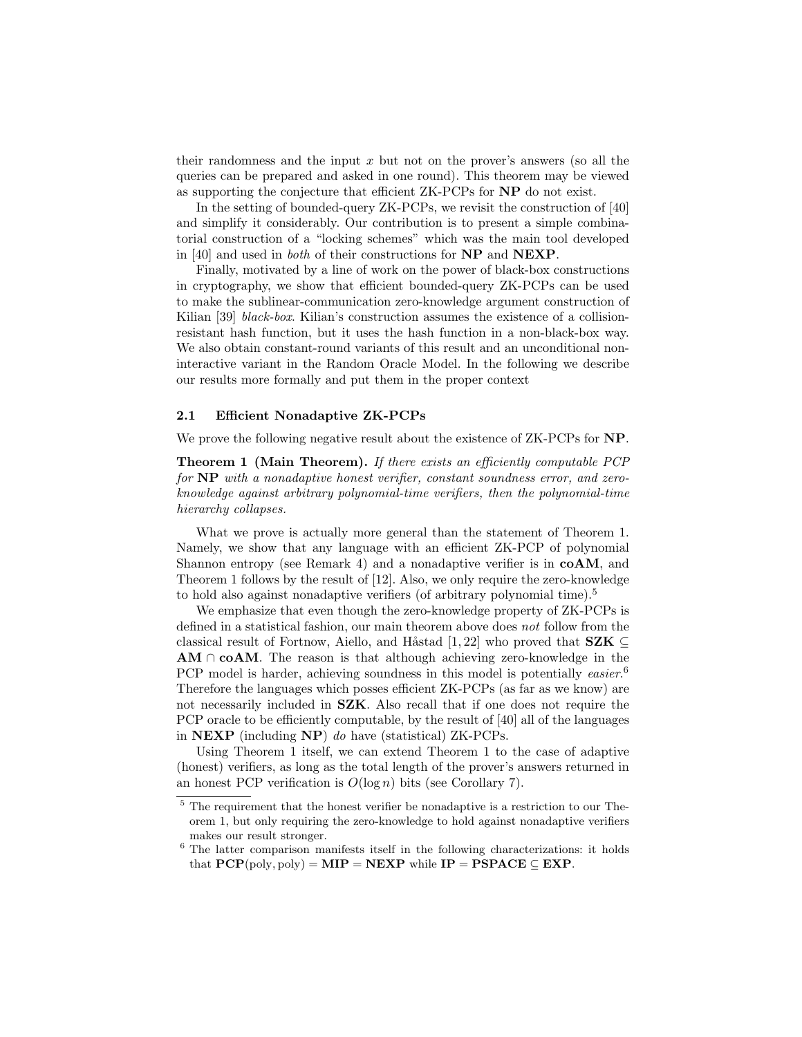their randomness and the input $x$ but not on the prover's answers (so all the queries can be prepared and asked in one round). This theorem may be viewed as supporting the conjecture that efficient ZK-PCPs for **NP** do not exist.

In the setting of bounded-query ZK-PCPs, we revisit the construction of [40] and simplify it considerably. Our contribution is to present a simple combinatorial construction of a "locking schemes" which was the main tool developed in [40] and used in *both* of their constructions for **NP** and **NEXP**.

Finally, motivated by a line of work on the power of black-box constructions in cryptography, we show that efficient bounded-query ZK-PCPs can be used to make the sublinear-communication zero-knowledge argument construction of Kilian [39] *black-box*. Kilian's construction assumes the existence of a collision-resistant hash function, but it uses the hash function in a non-black-box way. We also obtain constant-round variants of this result and an unconditional non-interactive variant in the Random Oracle Model. In the following we describe our results more formally and put them in the proper context

### 2.1 Efficient Nonadaptive ZK-PCPs

We prove the following negative result about the existence of ZK-PCPs for **NP**.

**Theorem 1 (Main Theorem).** *If there exists an efficiently computable PCP for* **NP** *with a nonadaptive honest verifier, constant soundness error, and zero-knowledge against arbitrary polynomial-time verifiers, then the polynomial-time hierarchy collapses.*

What we prove is actually more general than the statement of Theorem 1. Namely, we show that any language with an efficient ZK-PCP of polynomial Shannon entropy (see Remark 4) and a nonadaptive verifier is in **coAM**, and Theorem 1 follows by the result of [12]. Also, we only require the zero-knowledge to hold also against nonadaptive verifiers (of arbitrary polynomial time).[5]

We emphasize that even though the zero-knowledge property of ZK-PCPs is defined in a statistical fashion, our main theorem above does *not* follow from the classical result of Fortnow, Aiello, and Håstad [1, 22] who proved that $\mathbf{SZK} \subseteq \mathbf{AM} \cap \mathbf{coAM}$. The reason is that although achieving zero-knowledge in the PCP model is harder, achieving soundness in this model is potentially *easier*.[6] Therefore the languages which posses efficient ZK-PCPs (as far as we know) are not necessarily included in **SZK**. Also recall that if one does not require the PCP oracle to be efficiently computable, by the result of [40] all of the languages in **NEXP** (including **NP**) *do* have (statistical) ZK-PCPs.

Using Theorem 1 itself, we can extend Theorem 1 to the case of adaptive (honest) verifiers, as long as the total length of the prover's answers returned in an honest PCP verification is $O(\log n)$ bits (see Corollary 7).

[5] The requirement that the honest verifier be nonadaptive is a restriction to our Theorem 1, but only requiring the zero-knowledge to hold against nonadaptive verifiers makes our result stronger.

[6] The latter comparison manifests itself in the following characterizations: it holds that $\mathbf{PCP}(\text{poly}, \text{poly}) = \mathbf{MIP} = \mathbf{NEXP}$ while $\mathbf{IP} = \mathbf{PSPACE} \subseteq \mathbf{EXP}$.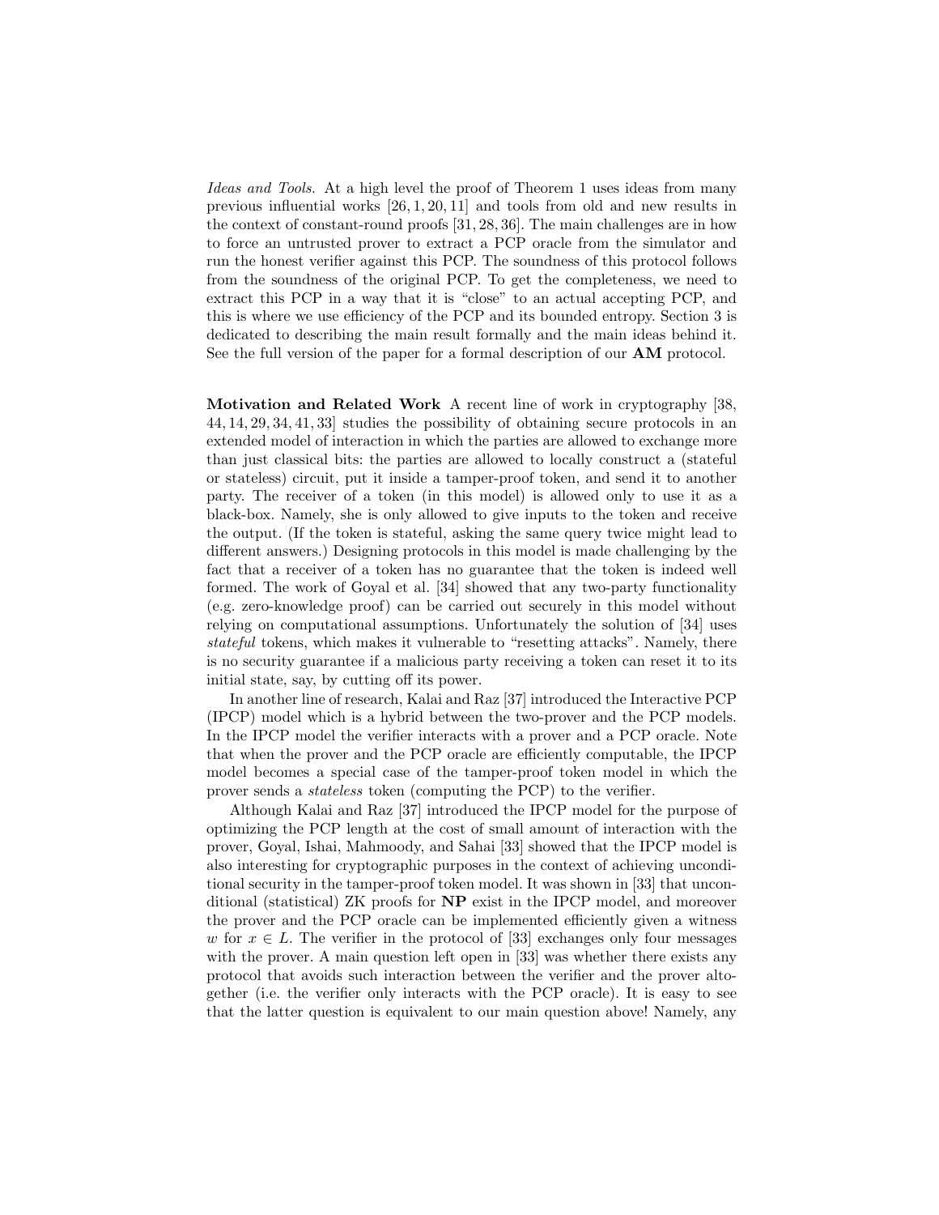*Ideas and Tools.* At a high level the proof of Theorem 1 uses ideas from many previous influential works [26, 1, 20, 11] and tools from old and new results in the context of constant-round proofs [31, 28, 36]. The main challenges are in how to force an untrusted prover to extract a PCP oracle from the simulator and run the honest verifier against this PCP. The soundness of this protocol follows from the soundness of the original PCP. To get the completeness, we need to extract this PCP in a way that it is "close" to an actual accepting PCP, and this is where we use efficiency of the PCP and its bounded entropy. Section 3 is dedicated to describing the main result formally and the main ideas behind it. See the full version of the paper for a formal description of our **AM** protocol.

**Motivation and Related Work** A recent line of work in cryptography [38, 44, 14, 29, 34, 41, 33] studies the possibility of obtaining secure protocols in an extended model of interaction in which the parties are allowed to exchange more than just classical bits: the parties are allowed to locally construct a (stateful or stateless) circuit, put it inside a tamper-proof token, and send it to another party. The receiver of a token (in this model) is allowed only to use it as a black-box. Namely, she is only allowed to give inputs to the token and receive the output. (If the token is stateful, asking the same query twice might lead to different answers.) Designing protocols in this model is made challenging by the fact that a receiver of a token has no guarantee that the token is indeed well formed. The work of Goyal et al. [34] showed that any two-party functionality (e.g. zero-knowledge proof) can be carried out securely in this model without relying on computational assumptions. Unfortunately the solution of [34] uses *stateful* tokens, which makes it vulnerable to "resetting attacks". Namely, there is no security guarantee if a malicious party receiving a token can reset it to its initial state, say, by cutting off its power.

In another line of research, Kalai and Raz [37] introduced the Interactive PCP (IPCP) model which is a hybrid between the two-prover and the PCP models. In the IPCP model the verifier interacts with a prover and a PCP oracle. Note that when the prover and the PCP oracle are efficiently computable, the IPCP model becomes a special case of the tamper-proof token model in which the prover sends a *stateless* token (computing the PCP) to the verifier.

Although Kalai and Raz [37] introduced the IPCP model for the purpose of optimizing the PCP length at the cost of small amount of interaction with the prover, Goyal, Ishai, Mahmoody, and Sahai [33] showed that the IPCP model is also interesting for cryptographic purposes in the context of achieving unconditional security in the tamper-proof token model. It was shown in [33] that unconditional (statistical) ZK proofs for **NP** exist in the IPCP model, and moreover the prover and the PCP oracle can be implemented efficiently given a witness $w$ for $x \in L$. The verifier in the protocol of [33] exchanges only four messages with the prover. A main question left open in [33] was whether there exists any protocol that avoids such interaction between the verifier and the prover altogether (i.e. the verifier only interacts with the PCP oracle). It is easy to see that the latter question is equivalent to our main question above! Namely, any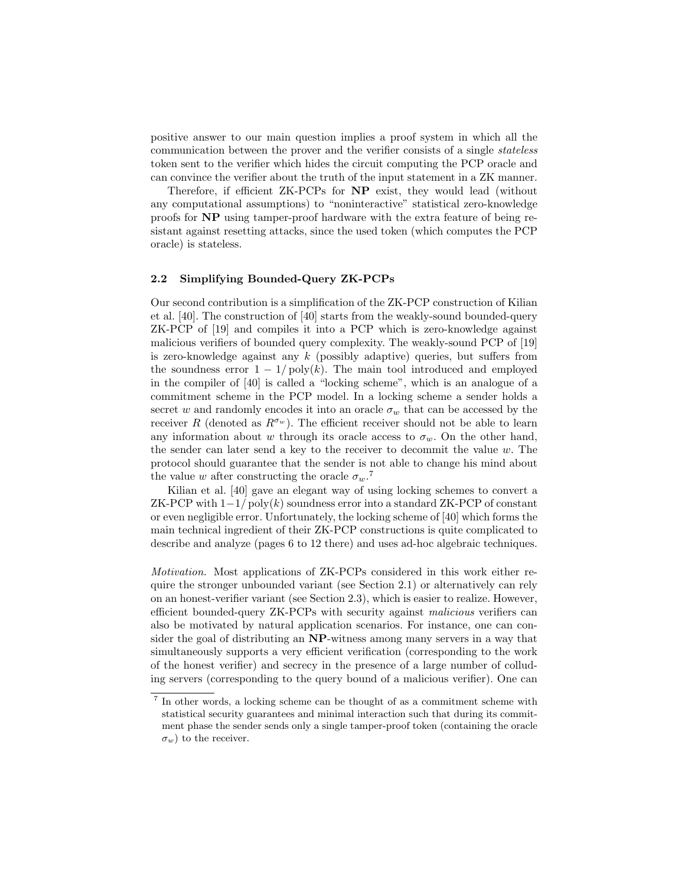positive answer to our main question implies a proof system in which all the communication between the prover and the verifier consists of a single *stateless* token sent to the verifier which hides the circuit computing the PCP oracle and can convince the verifier about the truth of the input statement in a ZK manner.

Therefore, if efficient ZK-PCPs for **NP** exist, they would lead (without any computational assumptions) to "noninteractive" statistical zero-knowledge proofs for **NP** using tamper-proof hardware with the extra feature of being resistant against resetting attacks, since the used token (which computes the PCP oracle) is stateless.

### 2.2 Simplifying Bounded-Query ZK-PCPs

Our second contribution is a simplification of the ZK-PCP construction of Kilian et al. [40]. The construction of [40] starts from the weakly-sound bounded-query ZK-PCP of [19] and compiles it into a PCP which is zero-knowledge against malicious verifiers of bounded query complexity. The weakly-sound PCP of [19] is zero-knowledge against any $k$ (possibly adaptive) queries, but suffers from the soundness error $1 - 1/\operatorname{poly}(k)$. The main tool introduced and employed in the compiler of [40] is called a "locking scheme", which is an analogue of a commitment scheme in the PCP model. In a locking scheme a sender holds a secret $w$ and randomly encodes it into an oracle $\sigma_w$ that can be accessed by the receiver $R$ (denoted as $R^{\sigma_w}$). The efficient receiver should not be able to learn any information about $w$ through its oracle access to $\sigma_w$. On the other hand, the sender can later send a key to the receiver to decommit the value $w$. The protocol should guarantee that the sender is not able to change his mind about the value $w$ after constructing the oracle $\sigma_w$.[7]

Kilian et al. [40] gave an elegant way of using locking schemes to convert a ZK-PCP with $1-1/\operatorname{poly}(k)$ soundness error into a standard ZK-PCP of constant or even negligible error. Unfortunately, the locking scheme of [40] which forms the main technical ingredient of their ZK-PCP constructions is quite complicated to describe and analyze (pages 6 to 12 there) and uses ad-hoc algebraic techniques.

*Motivation.* Most applications of ZK-PCPs considered in this work either require the stronger unbounded variant (see Section 2.1) or alternatively can rely on an honest-verifier variant (see Section 2.3), which is easier to realize. However, efficient bounded-query ZK-PCPs with security against *malicious* verifiers can also be motivated by natural application scenarios. For instance, one can consider the goal of distributing an **NP**-witness among many servers in a way that simultaneously supports a very efficient verification (corresponding to the work of the honest verifier) and secrecy in the presence of a large number of colluding servers (corresponding to the query bound of a malicious verifier). One can

[7] In other words, a locking scheme can be thought of as a commitment scheme with statistical security guarantees and minimal interaction such that during its commitment phase the sender sends only a single tamper-proof token (containing the oracle $\sigma_w$) to the receiver.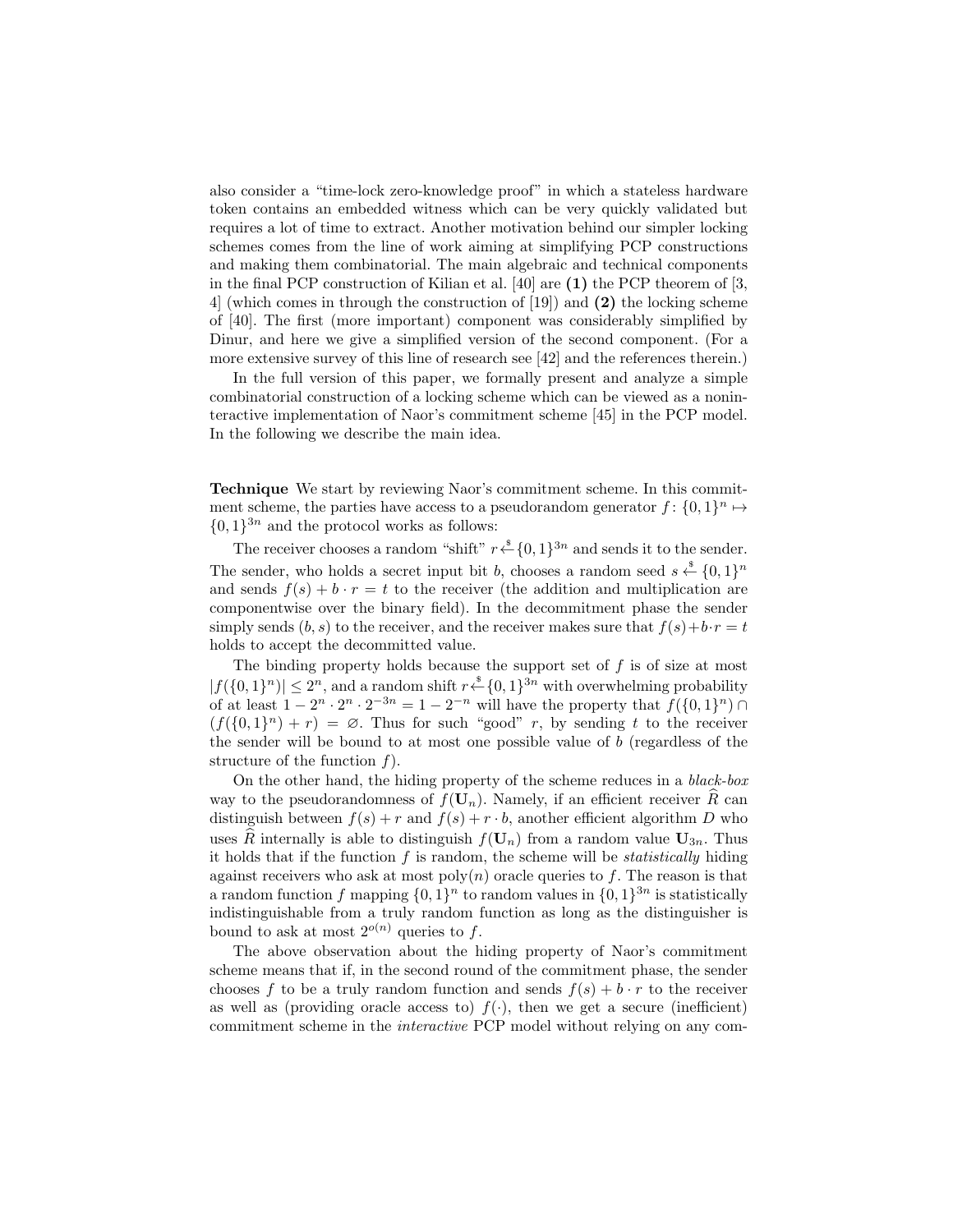also consider a "time-lock zero-knowledge proof" in which a stateless hardware token contains an embedded witness which can be very quickly validated but requires a lot of time to extract. Another motivation behind our simpler locking schemes comes from the line of work aiming at simplifying PCP constructions and making them combinatorial. The main algebraic and technical components in the final PCP construction of Kilian et al. [40] are **(1)** the PCP theorem of [3, 4] (which comes in through the construction of [19]) and **(2)** the locking scheme of [40]. The first (more important) component was considerably simplified by Dinur, and here we give a simplified version of the second component. (For a more extensive survey of this line of research see [42] and the references therein.)

In the full version of this paper, we formally present and analyze a simple combinatorial construction of a locking scheme which can be viewed as a noninteractive implementation of Naor's commitment scheme [45] in the PCP model. In the following we describe the main idea.

**Technique** We start by reviewing Naor's commitment scheme. In this commitment scheme, the parties have access to a pseudorandom generator $f\colon \{0,1\}^n \mapsto \{0,1\}^{3n}$ and the protocol works as follows:

The receiver chooses a random "shift" $r \xleftarrow{\$} \{0,1\}^{3n}$ and sends it to the sender. The sender, who holds a secret input bit $b$, chooses a random seed $s \xleftarrow{\$} \{0,1\}^n$ and sends $f(s) + b \cdot r = t$ to the receiver (the addition and multiplication are componentwise over the binary field). In the decommitment phase the sender simply sends $(b, s)$ to the receiver, and the receiver makes sure that $f(s) + b \cdot r = t$ holds to accept the decommitted value.

The binding property holds because the support set of $f$ is of size at most $|f(\{0,1\}^n)| \leq 2^n$, and a random shift $r \xleftarrow{\$} \{0,1\}^{3n}$ with overwhelming probability of at least $1 - 2^n \cdot 2^n \cdot 2^{-3n} = 1 - 2^{-n}$ will have the property that $f(\{0,1\}^n) \cap (f(\{0,1\}^n) + r) = \varnothing$. Thus for such "good" $r$, by sending $t$ to the receiver the sender will be bound to at most one possible value of $b$ (regardless of the structure of the function $f$).

On the other hand, the hiding property of the scheme reduces in a *black-box* way to the pseudorandomness of $f(\mathbf{U}_n)$. Namely, if an efficient receiver $\widehat{R}$ can distinguish between $f(s) + r$ and $f(s) + r \cdot b$, another efficient algorithm $D$ who uses $\widehat{R}$ internally is able to distinguish $f(\mathbf{U}_n)$ from a random value $\mathbf{U}_{3n}$. Thus it holds that if the function $f$ is random, the scheme will be *statistically* hiding against receivers who ask at most $\mathrm{poly}(n)$ oracle queries to $f$. The reason is that a random function $f$ mapping $\{0,1\}^n$ to random values in $\{0,1\}^{3n}$ is statistically indistinguishable from a truly random function as long as the distinguisher is bound to ask at most $2^{o(n)}$ queries to $f$.

The above observation about the hiding property of Naor's commitment scheme means that if, in the second round of the commitment phase, the sender chooses $f$ to be a truly random function and sends $f(s) + b \cdot r$ to the receiver as well as (providing oracle access to) $f(\cdot)$, then we get a secure (inefficient) commitment scheme in the *interactive* PCP model without relying on any com-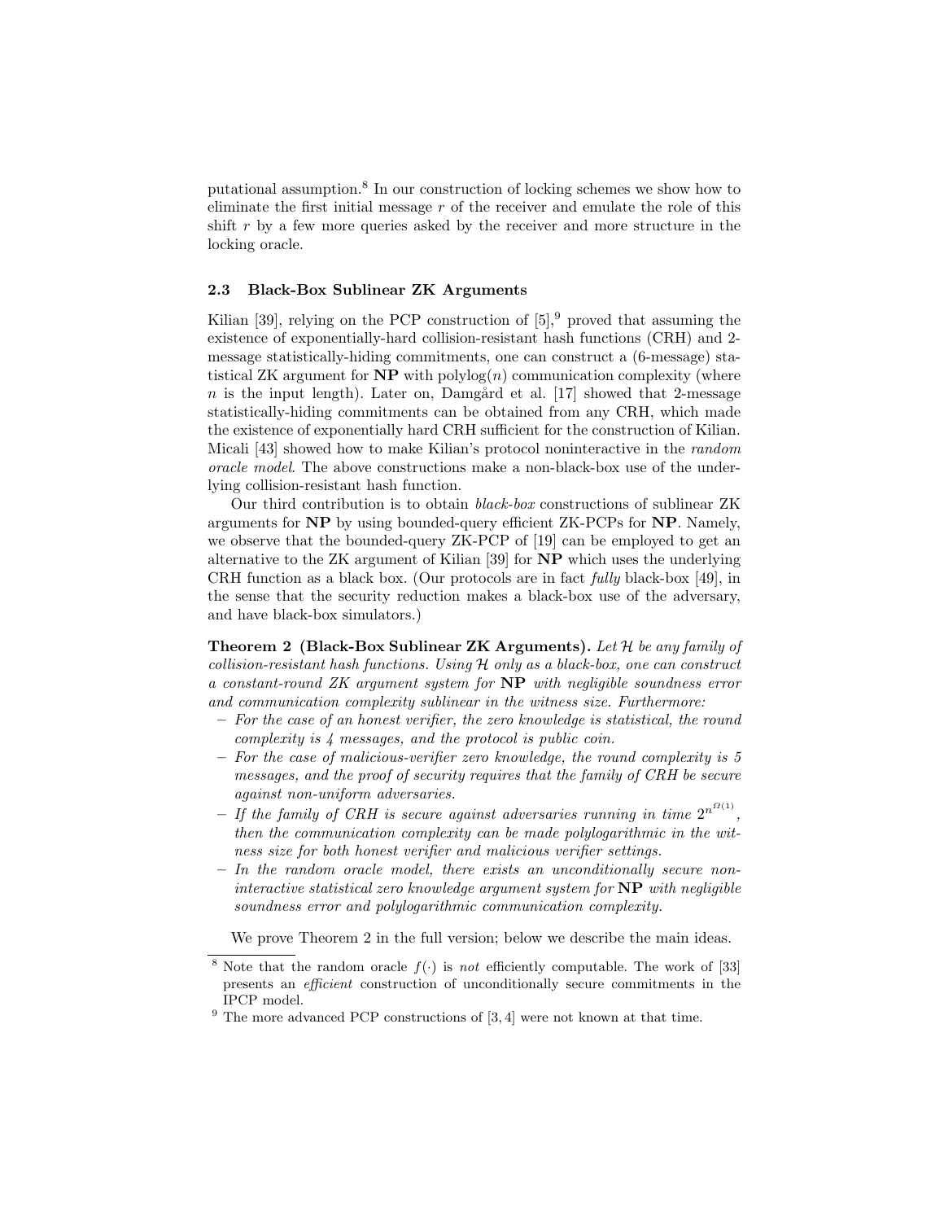putational assumption.[8] In our construction of locking schemes we show how to eliminate the first initial message $r$ of the receiver and emulate the role of this shift $r$ by a few more queries asked by the receiver and more structure in the locking oracle.

### 2.3 Black-Box Sublinear ZK Arguments

Kilian [39], relying on the PCP construction of [5],[9] proved that assuming the existence of exponentially-hard collision-resistant hash functions (CRH) and 2-message statistically-hiding commitments, one can construct a (6-message) statistical ZK argument for **NP** with $\mathrm{polylog}(n)$ communication complexity (where $n$ is the input length). Later on, Damgård et al. [17] showed that 2-message statistically-hiding commitments can be obtained from any CRH, which made the existence of exponentially hard CRH sufficient for the construction of Kilian. Micali [43] showed how to make Kilian's protocol noninteractive in the *random oracle model*. The above constructions make a non-black-box use of the underlying collision-resistant hash function.

Our third contribution is to obtain *black-box* constructions of sublinear ZK arguments for **NP** by using bounded-query efficient ZK-PCPs for **NP**. Namely, we observe that the bounded-query ZK-PCP of [19] can be employed to get an alternative to the ZK argument of Kilian [39] for **NP** which uses the underlying CRH function as a black box. (Our protocols are in fact *fully* black-box [49], in the sense that the security reduction makes a black-box use of the adversary, and have black-box simulators.)

**Theorem 2 (Black-Box Sublinear ZK Arguments).** *Let $\mathcal{H}$ be any family of collision-resistant hash functions. Using $\mathcal{H}$ only as a black-box, one can construct a constant-round ZK argument system for* **NP** *with negligible soundness error and communication complexity sublinear in the witness size. Furthermore:*

- *For the case of an honest verifier, the zero knowledge is statistical, the round complexity is 4 messages, and the protocol is public coin.*
- *For the case of malicious-verifier zero knowledge, the round complexity is 5 messages, and the proof of security requires that the family of CRH be secure against non-uniform adversaries.*
- *If the family of CRH is secure against adversaries running in time $2^{n^{\Omega(1)}}$, then the communication complexity can be made polylogarithmic in the witness size for both honest verifier and malicious verifier settings.*
- *In the random oracle model, there exists an unconditionally secure non-interactive statistical zero knowledge argument system for* **NP** *with negligible soundness error and polylogarithmic communication complexity.*

We prove Theorem 2 in the full version; below we describe the main ideas.

[8] Note that the random oracle $f(\cdot)$ is *not* efficiently computable. The work of [33] presents an *efficient* construction of unconditionally secure commitments in the IPCP model.

[9] The more advanced PCP constructions of [3, 4] were not known at that time.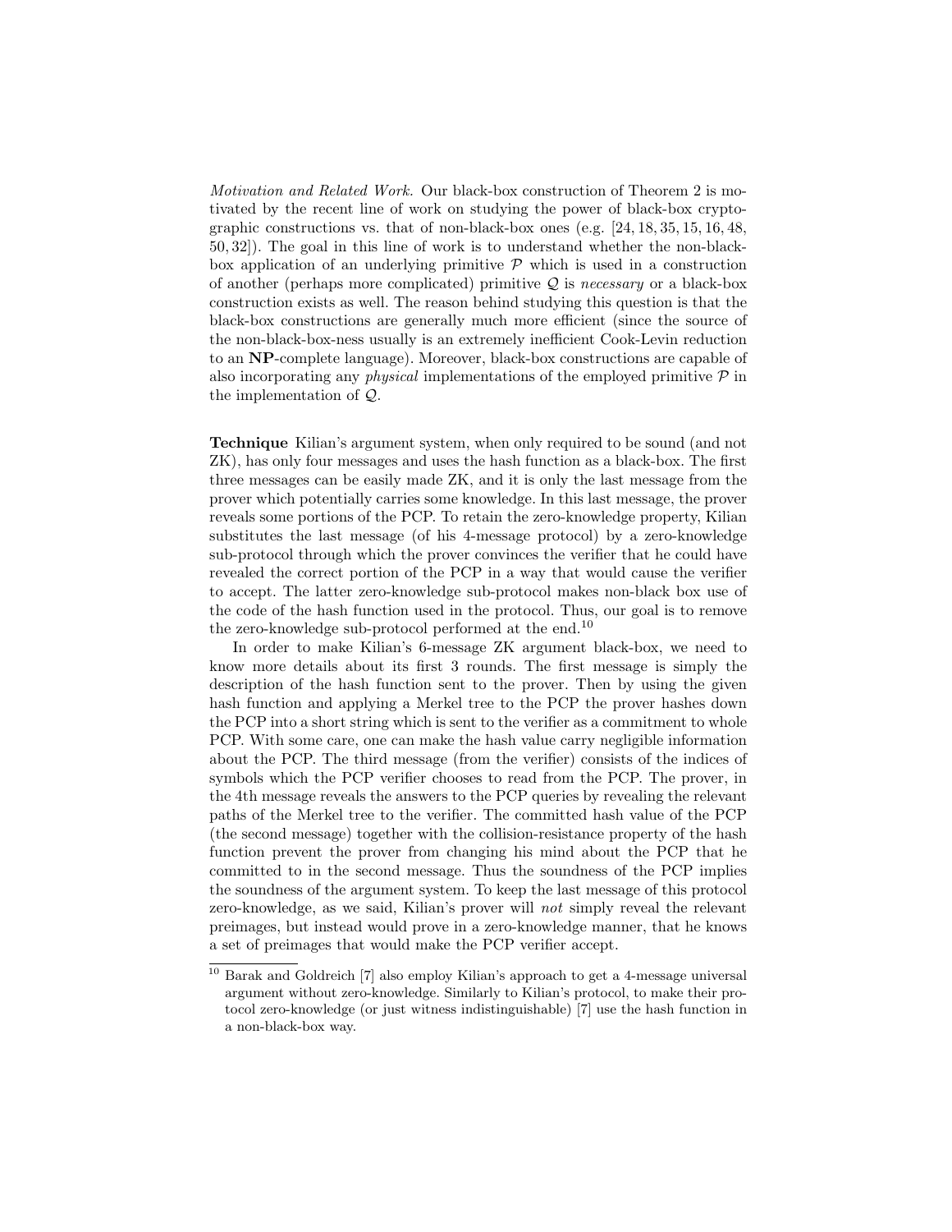*Motivation and Related Work.* Our black-box construction of Theorem 2 is motivated by the recent line of work on studying the power of black-box cryptographic constructions vs. that of non-black-box ones (e.g. [24, 18, 35, 15, 16, 48, 50, 32]). The goal in this line of work is to understand whether the non-black-box application of an underlying primitive $\mathcal{P}$ which is used in a construction of another (perhaps more complicated) primitive $\mathcal{Q}$ is *necessary* or a black-box construction exists as well. The reason behind studying this question is that the black-box constructions are generally much more efficient (since the source of the non-black-box-ness usually is an extremely inefficient Cook-Levin reduction to an **NP**-complete language). Moreover, black-box constructions are capable of also incorporating any *physical* implementations of the employed primitive $\mathcal{P}$ in the implementation of $\mathcal{Q}$.

**Technique** Kilian's argument system, when only required to be sound (and not ZK), has only four messages and uses the hash function as a black-box. The first three messages can be easily made ZK, and it is only the last message from the prover which potentially carries some knowledge. In this last message, the prover reveals some portions of the PCP. To retain the zero-knowledge property, Kilian substitutes the last message (of his 4-message protocol) by a zero-knowledge sub-protocol through which the prover convinces the verifier that he could have revealed the correct portion of the PCP in a way that would cause the verifier to accept. The latter zero-knowledge sub-protocol makes non-black box use of the code of the hash function used in the protocol. Thus, our goal is to remove the zero-knowledge sub-protocol performed at the end.[10]

In order to make Kilian's 6-message ZK argument black-box, we need to know more details about its first 3 rounds. The first message is simply the description of the hash function sent to the prover. Then by using the given hash function and applying a Merkel tree to the PCP the prover hashes down the PCP into a short string which is sent to the verifier as a commitment to whole PCP. With some care, one can make the hash value carry negligible information about the PCP. The third message (from the verifier) consists of the indices of symbols which the PCP verifier chooses to read from the PCP. The prover, in the 4th message reveals the answers to the PCP queries by revealing the relevant paths of the Merkel tree to the verifier. The committed hash value of the PCP (the second message) together with the collision-resistance property of the hash function prevent the prover from changing his mind about the PCP that he committed to in the second message. Thus the soundness of the PCP implies the soundness of the argument system. To keep the last message of this protocol zero-knowledge, as we said, Kilian's prover will *not* simply reveal the relevant preimages, but instead would prove in a zero-knowledge manner, that he knows a set of preimages that would make the PCP verifier accept.

[10] Barak and Goldreich [7] also employ Kilian's approach to get a 4-message universal argument without zero-knowledge. Similarly to Kilian's protocol, to make their protocol zero-knowledge (or just witness indistinguishable) [7] use the hash function in a non-black-box way.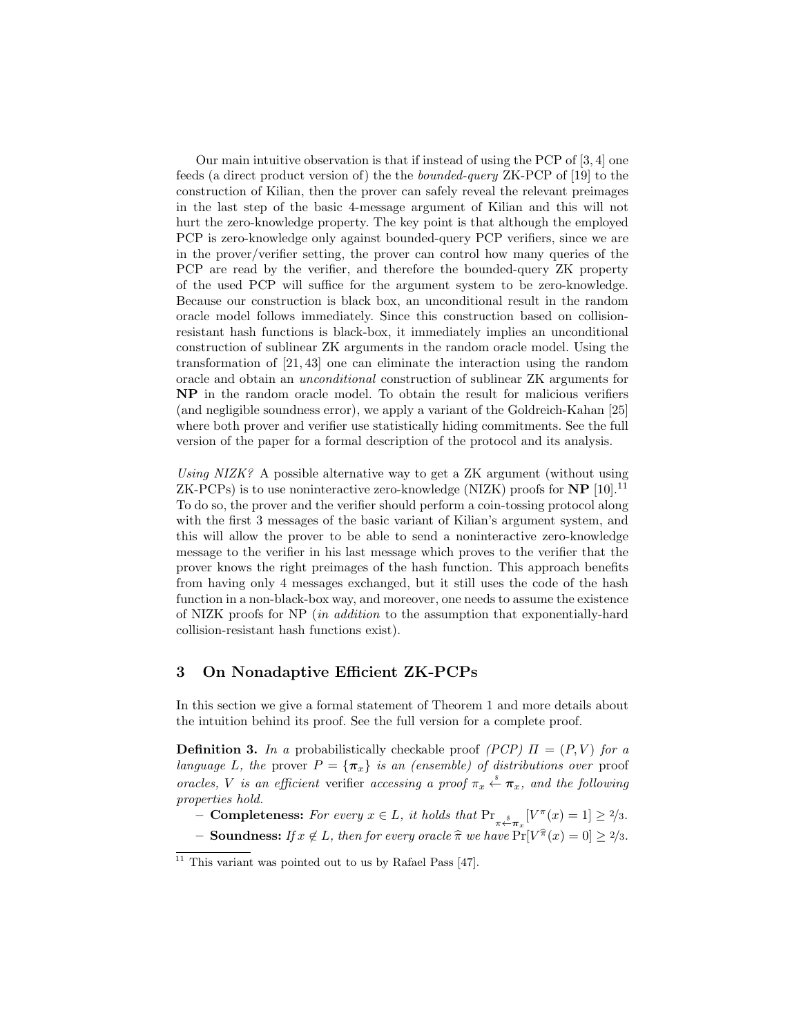Our main intuitive observation is that if instead of using the PCP of [3, 4] one feeds (a direct product version of) the the *bounded-query* ZK-PCP of [19] to the construction of Kilian, then the prover can safely reveal the relevant preimages in the last step of the basic 4-message argument of Kilian and this will not hurt the zero-knowledge property. The key point is that although the employed PCP is zero-knowledge only against bounded-query PCP verifiers, since we are in the prover/verifier setting, the prover can control how many queries of the PCP are read by the verifier, and therefore the bounded-query ZK property of the used PCP will suffice for the argument system to be zero-knowledge. Because our construction is black box, an unconditional result in the random oracle model follows immediately. Since this construction based on collision-resistant hash functions is black-box, it immediately implies an unconditional construction of sublinear ZK arguments in the random oracle model. Using the transformation of [21, 43] one can eliminate the interaction using the random oracle and obtain an *unconditional* construction of sublinear ZK arguments for **NP** in the random oracle model. To obtain the result for malicious verifiers (and negligible soundness error), we apply a variant of the Goldreich-Kahan [25] where both prover and verifier use statistically hiding commitments. See the full version of the paper for a formal description of the protocol and its analysis.

*Using NIZK?* A possible alternative way to get a ZK argument (without using ZK-PCPs) is to use noninteractive zero-knowledge (NIZK) proofs for **NP** [10].[11] To do so, the prover and the verifier should perform a coin-tossing protocol along with the first 3 messages of the basic variant of Kilian's argument system, and this will allow the prover to be able to send a noninteractive zero-knowledge message to the verifier in his last message which proves to the verifier that the prover knows the right preimages of the hash function. This approach benefits from having only 4 messages exchanged, but it still uses the code of the hash function in a non-black-box way, and moreover, one needs to assume the existence of NIZK proofs for NP (*in addition* to the assumption that exponentially-hard collision-resistant hash functions exist).

## 3 On Nonadaptive Efficient ZK-PCPs

In this section we give a formal statement of Theorem 1 and more details about the intuition behind its proof. See the full version for a complete proof.

**Definition 3.** *In a* probabilistically checkable proof *(PCP)* $\Pi = (P, V)$ *for a language* $L$*, the* prover $P = \{\boldsymbol{\pi}_x\}$ *is an (ensemble) of distributions over* proof oracles*,* $V$ *is an efficient* verifier *accessing a proof* $\pi_x \xleftarrow{\$} \boldsymbol{\pi}_x$*, and the following properties hold.*

- **Completeness:** *For every* $x \in L$*, it holds that* $\Pr_{\pi \xleftarrow{\$} \boldsymbol{\pi}_x}[V^{\pi}(x) = 1] \geq 2/3$.
- **Soundness:** *If* $x \notin L$*, then for every oracle* $\widehat{\pi}$ *we have* $\Pr[V^{\widehat{\pi}}(x) = 0] \geq 2/3$.

[11] This variant was pointed out to us by Rafael Pass [47].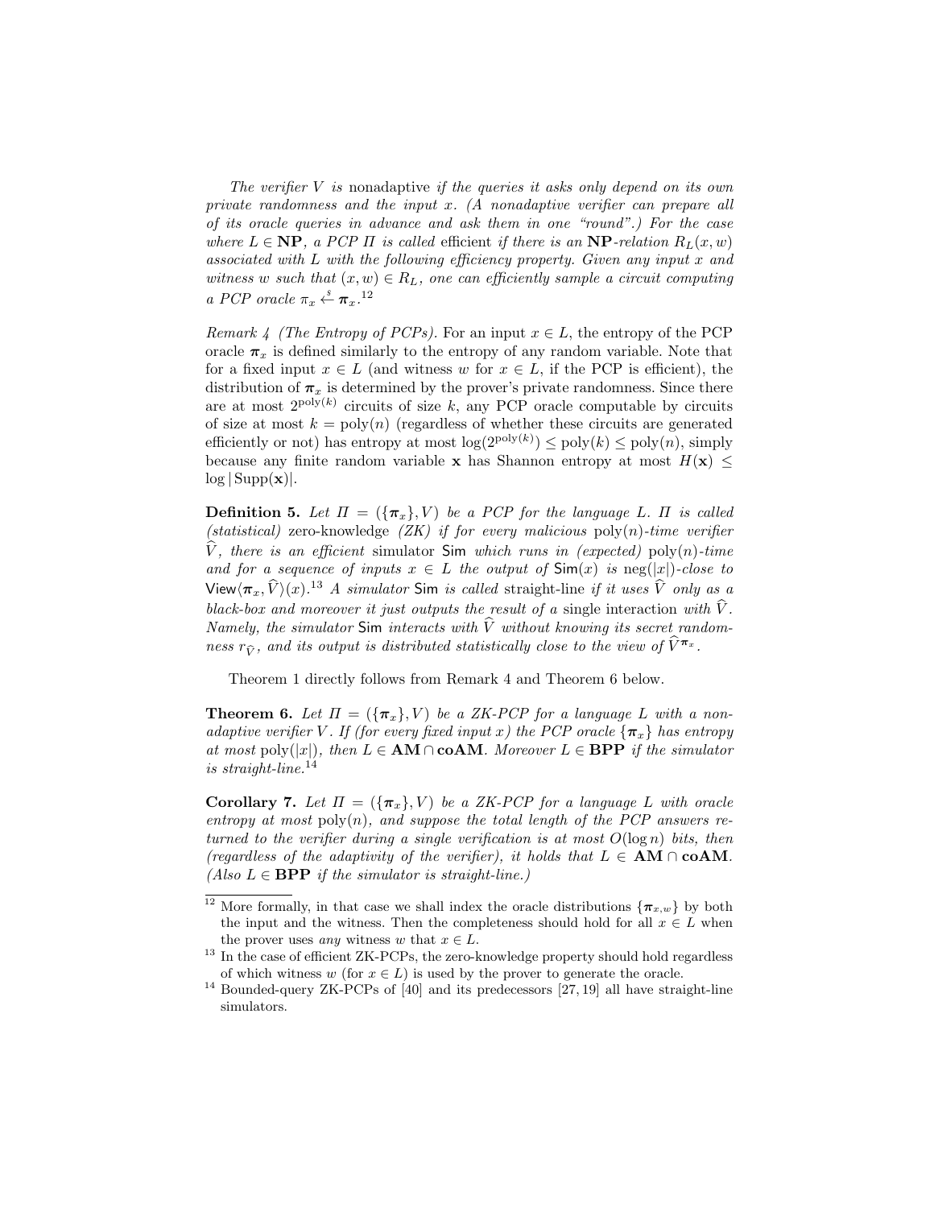*The verifier $V$ is* nonadaptive *if the queries it asks only depend on its own private randomness and the input $x$. (A nonadaptive verifier can prepare all of its oracle queries in advance and ask them in one "round".) For the case where $L \in \mathbf{NP}$, a PCP $\Pi$ is called* efficient *if there is an $\mathbf{NP}$-relation $R_L(x,w)$ associated with $L$ with the following efficiency property. Given any input $x$ and witness $w$ such that $(x,w) \in R_L$, one can efficiently sample a circuit computing a PCP oracle $\pi_x \xleftarrow{\$} \boldsymbol{\pi}_x$.*[12]

*Remark 4 (The Entropy of PCPs).* For an input $x \in L$, the entropy of the PCP oracle $\boldsymbol{\pi}_x$ is defined similarly to the entropy of any random variable. Note that for a fixed input $x \in L$ (and witness $w$ for $x \in L$, if the PCP is efficient), the distribution of $\boldsymbol{\pi}_x$ is determined by the prover's private randomness. Since there are at most $2^{\mathrm{poly}(k)}$ circuits of size $k$, any PCP oracle computable by circuits of size at most $k = \mathrm{poly}(n)$ (regardless of whether these circuits are generated efficiently or not) has entropy at most $\log(2^{\mathrm{poly}(k)}) \leq \mathrm{poly}(k) \leq \mathrm{poly}(n)$, simply because any finite random variable $\mathbf{x}$ has Shannon entropy at most $H(\mathbf{x}) \leq \log|\mathrm{Supp}(\mathbf{x})|$.

**Definition 5.** *Let $\Pi = (\{\boldsymbol{\pi}_x\}, V)$ be a PCP for the language $L$. $\Pi$ is called (statistical)* zero-knowledge *(ZK) if for every malicious $\mathrm{poly}(n)$-time verifier $\widehat{V}$, there is an efficient* simulator $\mathsf{Sim}$ *which runs in (expected) $\mathrm{poly}(n)$-time and for a sequence of inputs $x \in L$ the output of $\mathsf{Sim}(x)$ is $\mathrm{neg}(|x|)$-close to $\mathsf{View}\langle \boldsymbol{\pi}_x, \widehat{V}\rangle(x)$.*[13] *A simulator $\mathsf{Sim}$ is called* straight-line *if it uses $\widehat{V}$ only as a black-box and moreover it just outputs the result of a* single interaction *with $\widehat{V}$. Namely, the simulator $\mathsf{Sim}$ interacts with $\widehat{V}$ without knowing its secret randomness $r_{\widehat{V}}$, and its output is distributed statistically close to the view of $\widehat{V}^{\boldsymbol{\pi}_x}$.*

Theorem 1 directly follows from Remark 4 and Theorem 6 below.

**Theorem 6.** *Let $\Pi = (\{\boldsymbol{\pi}_x\}, V)$ be a ZK-PCP for a language $L$ with a nonadaptive verifier $V$. If (for every fixed input $x$) the PCP oracle $\{\boldsymbol{\pi}_x\}$ has entropy at most $\mathrm{poly}(|x|)$, then $L \in \mathbf{AM} \cap \mathbf{coAM}$. Moreover $L \in \mathbf{BPP}$ if the simulator is straight-line.*[14]

**Corollary 7.** *Let $\Pi = (\{\boldsymbol{\pi}_x\}, V)$ be a ZK-PCP for a language $L$ with oracle entropy at most $\mathrm{poly}(n)$, and suppose the total length of the PCP answers returned to the verifier during a single verification is at most $O(\log n)$ bits, then (regardless of the adaptivity of the verifier), it holds that $L \in \mathbf{AM} \cap \mathbf{coAM}$. (Also $L \in \mathbf{BPP}$ if the simulator is straight-line.)*

---

[12] More formally, in that case we shall index the oracle distributions $\{\boldsymbol{\pi}_{x,w}\}$ by both the input and the witness. Then the completeness should hold for all $x \in L$ when the prover uses *any* witness $w$ that $x \in L$.

[13] In the case of efficient ZK-PCPs, the zero-knowledge property should hold regardless of which witness $w$ (for $x \in L$) is used by the prover to generate the oracle.

[14] Bounded-query ZK-PCPs of [40] and its predecessors [27, 19] all have straight-line simulators.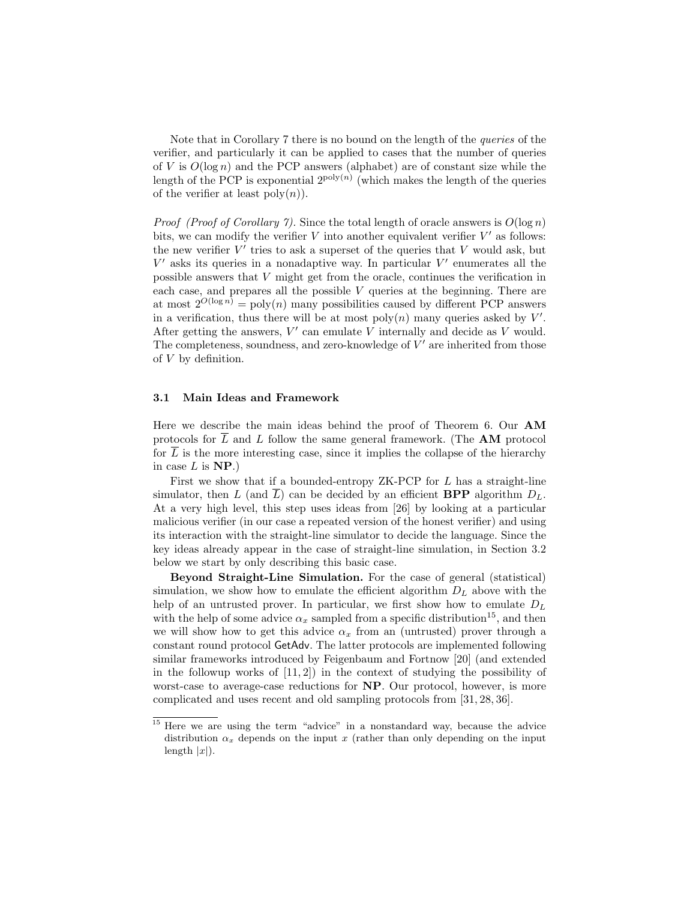Note that in Corollary 7 there is no bound on the length of the *queries* of the verifier, and particularly it can be applied to cases that the number of queries of $V$ is $O(\log n)$ and the PCP answers (alphabet) are of constant size while the length of the PCP is exponential $2^{\mathrm{poly}(n)}$ (which makes the length of the queries of the verifier at least $\mathrm{poly}(n)$).

*Proof (Proof of Corollary 7).* Since the total length of oracle answers is $O(\log n)$ bits, we can modify the verifier $V$ into another equivalent verifier $V'$ as follows: the new verifier $V'$ tries to ask a superset of the queries that $V$ would ask, but $V'$ asks its queries in a nonadaptive way. In particular $V'$ enumerates all the possible answers that $V$ might get from the oracle, continues the verification in each case, and prepares all the possible $V$ queries at the beginning. There are at most $2^{O(\log n)} = \mathrm{poly}(n)$ many possibilities caused by different PCP answers in a verification, thus there will be at most $\mathrm{poly}(n)$ many queries asked by $V'$. After getting the answers, $V'$ can emulate $V$ internally and decide as $V$ would. The completeness, soundness, and zero-knowledge of $V'$ are inherited from those of $V$ by definition.

### 3.1 Main Ideas and Framework

Here we describe the main ideas behind the proof of Theorem 6. Our **AM** protocols for $\overline{L}$ and $L$ follow the same general framework. (The **AM** protocol for $\overline{L}$ is the more interesting case, since it implies the collapse of the hierarchy in case $L$ is **NP**.)

First we show that if a bounded-entropy ZK-PCP for $L$ has a straight-line simulator, then $L$ (and $\overline{L}$) can be decided by an efficient **BPP** algorithm $D_L$. At a very high level, this step uses ideas from [26] by looking at a particular malicious verifier (in our case a repeated version of the honest verifier) and using its interaction with the straight-line simulator to decide the language. Since the key ideas already appear in the case of straight-line simulation, in Section 3.2 below we start by only describing this basic case.

**Beyond Straight-Line Simulation.** For the case of general (statistical) simulation, we show how to emulate the efficient algorithm $D_L$ above with the help of an untrusted prover. In particular, we first show how to emulate $D_L$ with the help of some advice $\alpha_x$ sampled from a specific distribution[15], and then we will show how to get this advice $\alpha_x$ from an (untrusted) prover through a constant round protocol GetAdv. The latter protocols are implemented following similar frameworks introduced by Feigenbaum and Fortnow [20] (and extended in the followup works of [11, 2]) in the context of studying the possibility of worst-case to average-case reductions for **NP**. Our protocol, however, is more complicated and uses recent and old sampling protocols from [31, 28, 36].

[15] Here we are using the term "advice" in a nonstandard way, because the advice distribution $\alpha_x$ depends on the input $x$ (rather than only depending on the input length $|x|$).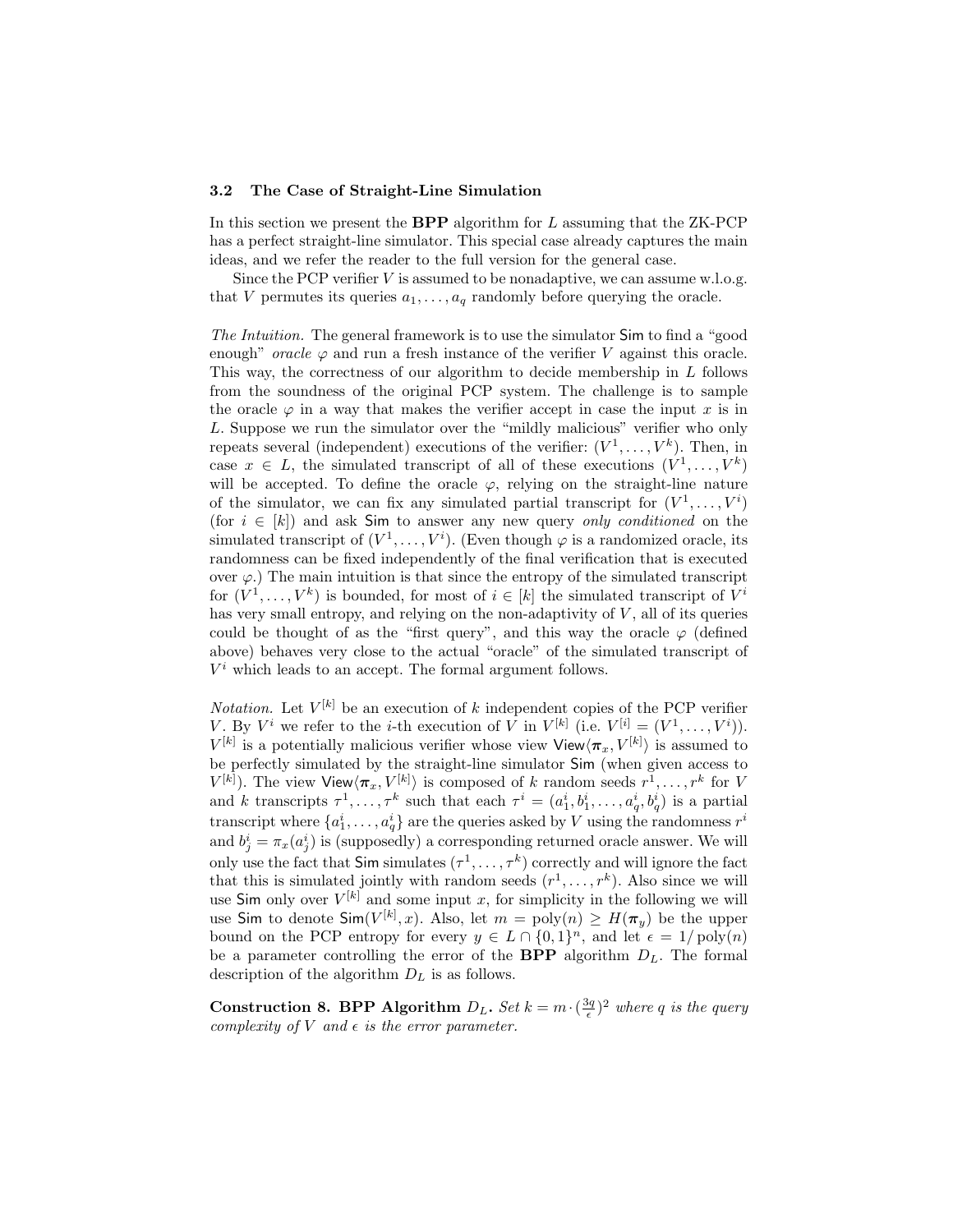### 3.2 The Case of Straight-Line Simulation

In this section we present the **BPP** algorithm for $L$ assuming that the ZK-PCP has a perfect straight-line simulator. This special case already captures the main ideas, and we refer the reader to the full version for the general case.

Since the PCP verifier $V$ is assumed to be nonadaptive, we can assume w.l.o.g. that $V$ permutes its queries $a_1, \ldots, a_q$ randomly before querying the oracle.

*The Intuition.* The general framework is to use the simulator $\mathsf{Sim}$ to find a "good enough" *oracle* $\varphi$ and run a fresh instance of the verifier $V$ against this oracle. This way, the correctness of our algorithm to decide membership in $L$ follows from the soundness of the original PCP system. The challenge is to sample the oracle $\varphi$ in a way that makes the verifier accept in case the input $x$ is in $L$. Suppose we run the simulator over the "mildly malicious" verifier who only repeats several (independent) executions of the verifier: $(V^1, \ldots, V^k)$. Then, in case $x \in L$, the simulated transcript of all of these executions $(V^1, \ldots, V^k)$ will be accepted. To define the oracle $\varphi$, relying on the straight-line nature of the simulator, we can fix any simulated partial transcript for $(V^1, \ldots, V^i)$ (for $i \in [k]$) and ask $\mathsf{Sim}$ to answer any new query *only conditioned* on the simulated transcript of $(V^1, \ldots, V^i)$. (Even though $\varphi$ is a randomized oracle, its randomness can be fixed independently of the final verification that is executed over $\varphi$.) The main intuition is that since the entropy of the simulated transcript for $(V^1, \ldots, V^k)$ is bounded, for most of $i \in [k]$ the simulated transcript of $V^i$ has very small entropy, and relying on the non-adaptivity of $V$, all of its queries could be thought of as the "first query", and this way the oracle $\varphi$ (defined above) behaves very close to the actual "oracle" of the simulated transcript of $V^i$ which leads to an accept. The formal argument follows.

*Notation.* Let $V^{[k]}$ be an execution of $k$ independent copies of the PCP verifier $V$. By $V^i$ we refer to the $i$-th execution of $V$ in $V^{[k]}$ (i.e. $V^{[i]} = (V^1, \ldots, V^i)$). $V^{[k]}$ is a potentially malicious verifier whose view $\mathsf{View}\langle \boldsymbol{\pi}_x, V^{[k]} \rangle$ is assumed to be perfectly simulated by the straight-line simulator $\mathsf{Sim}$ (when given access to $V^{[k]}$). The view $\mathsf{View}\langle \boldsymbol{\pi}_x, V^{[k]} \rangle$ is composed of $k$ random seeds $r^1, \ldots, r^k$ for $V$ and $k$ transcripts $\tau^1, \ldots, \tau^k$ such that each $\tau^i = (a^i_1, b^i_1, \ldots, a^i_q, b^i_q)$ is a partial transcript where $\{a^i_1, \ldots, a^i_q\}$ are the queries asked by $V$ using the randomness $r^i$ and $b^i_j = \pi_x(a^i_j)$ is (supposedly) a corresponding returned oracle answer. We will only use the fact that $\mathsf{Sim}$ simulates $(\tau^1, \ldots, \tau^k)$ correctly and will ignore the fact that this is simulated jointly with random seeds $(r^1, \ldots, r^k)$. Also since we will use $\mathsf{Sim}$ only over $V^{[k]}$ and some input $x$, for simplicity in the following we will use $\mathsf{Sim}$ to denote $\mathsf{Sim}(V^{[k]}, x)$. Also, let $m = \mathrm{poly}(n) \geq H(\boldsymbol{\pi}_y)$ be the upper bound on the PCP entropy for every $y \in L \cap \{0,1\}^n$, and let $\epsilon = 1/\mathrm{poly}(n)$ be a parameter controlling the error of the **BPP** algorithm $D_L$. The formal description of the algorithm $D_L$ is as follows.

**Construction 8. BPP Algorithm $D_L$.** *Set $k = m \cdot (\frac{3q}{\epsilon})^2$ where $q$ is the query complexity of $V$ and $\epsilon$ is the error parameter.*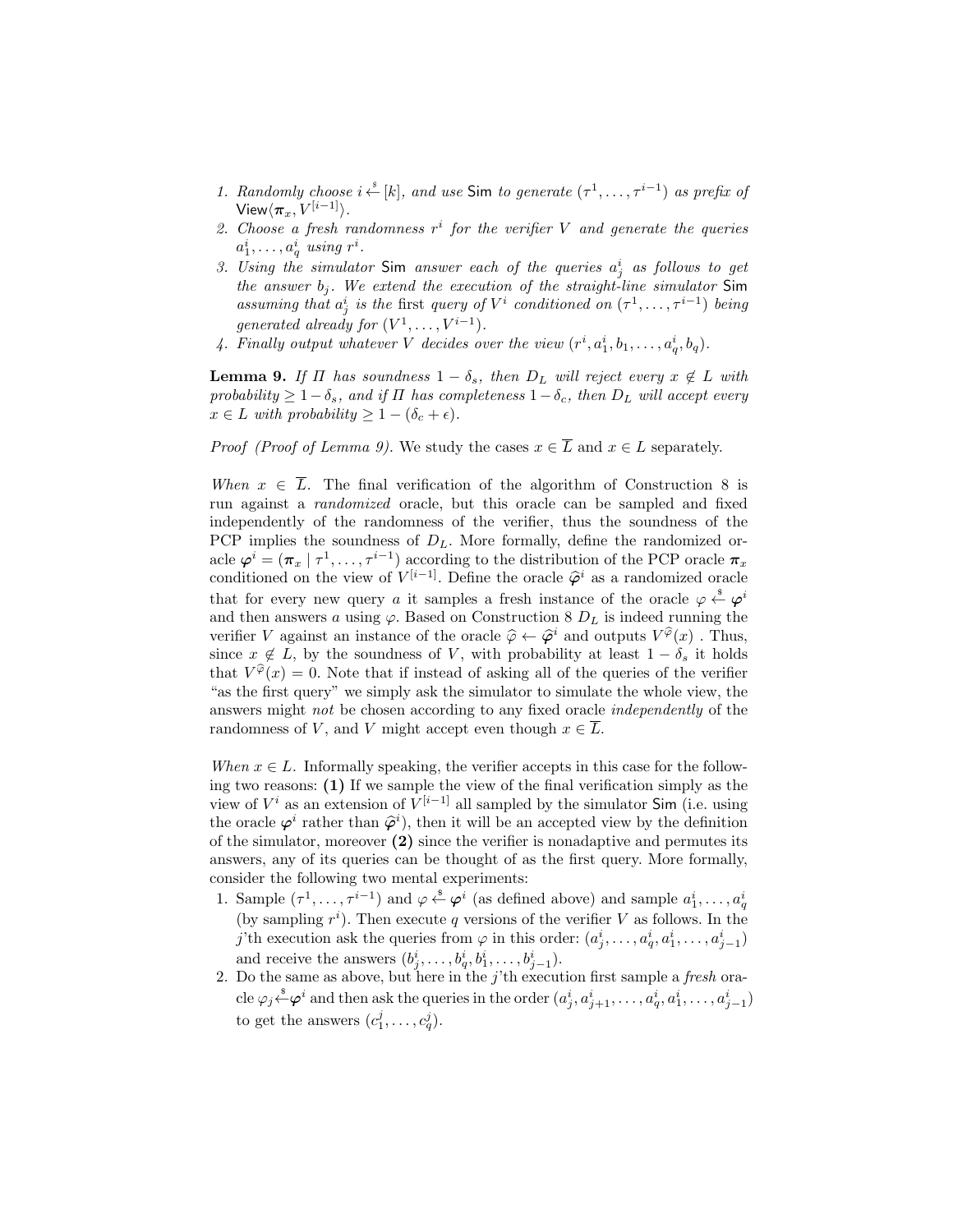1. *Randomly choose $i \xleftarrow{\$} [k]$, and use* Sim *to generate $(\tau^1, \ldots, \tau^{i-1})$ as prefix of* $\mathsf{View}\langle \boldsymbol{\pi}_x, V^{[i-1]} \rangle$.
2. *Choose a fresh randomness $r^i$ for the verifier $V$ and generate the queries $a^i_1, \ldots, a^i_q$ using $r^i$.*
3. *Using the simulator* Sim *answer each of the queries $a^i_j$ as follows to get the answer $b_j$. We extend the execution of the straight-line simulator* Sim *assuming that $a^i_j$ is the* first *query of $V^i$ conditioned on $(\tau^1, \ldots, \tau^{i-1})$ being generated already for $(V^1, \ldots, V^{i-1})$.*
4. *Finally output whatever $V$ decides over the view $(r^i, a^i_1, b_1, \ldots, a^i_q, b_q)$.*

**Lemma 9.** *If $\Pi$ has soundness $1 - \delta_s$, then $D_L$ will reject every $x \notin L$ with probability $\geq 1 - \delta_s$, and if $\Pi$ has completeness $1 - \delta_c$, then $D_L$ will accept every $x \in L$ with probability $\geq 1 - (\delta_c + \epsilon)$.*

*Proof (Proof of Lemma 9).* We study the cases $x \in \overline{L}$ and $x \in L$ separately.

*When $x \in \overline{L}$.* The final verification of the algorithm of Construction 8 is run against a *randomized* oracle, but this oracle can be sampled and fixed independently of the randomness of the verifier, thus the soundness of the PCP implies the soundness of $D_L$. More formally, define the randomized oracle $\boldsymbol{\varphi}^i = (\boldsymbol{\pi}_x \mid \tau^1, \ldots, \tau^{i-1})$ according to the distribution of the PCP oracle $\boldsymbol{\pi}_x$ conditioned on the view of $V^{[i-1]}$. Define the oracle $\widehat{\boldsymbol{\varphi}}^i$ as a randomized oracle that for every new query $a$ it samples a fresh instance of the oracle $\varphi \xleftarrow{\$} \boldsymbol{\varphi}^i$ and then answers $a$ using $\varphi$. Based on Construction 8 $D_L$ is indeed running the verifier $V$ against an instance of the oracle $\widehat{\varphi} \leftarrow \widehat{\boldsymbol{\varphi}}^i$ and outputs $V^{\widehat{\varphi}}(x)$ . Thus, since $x \notin L$, by the soundness of $V$, with probability at least $1 - \delta_s$ it holds that $V^{\widehat{\varphi}}(x) = 0$. Note that if instead of asking all of the queries of the verifier "as the first query" we simply ask the simulator to simulate the whole view, the answers might *not* be chosen according to any fixed oracle *independently* of the randomness of $V$, and $V$ might accept even though $x \in \overline{L}$.

*When $x \in L$.* Informally speaking, the verifier accepts in this case for the following two reasons: **(1)** If we sample the view of the final verification simply as the view of $V^i$ as an extension of $V^{[i-1]}$ all sampled by the simulator Sim (i.e. using the oracle $\boldsymbol{\varphi}^i$ rather than $\widehat{\boldsymbol{\varphi}}^i$), then it will be an accepted view by the definition of the simulator, moreover **(2)** since the verifier is nonadaptive and permutes its answers, any of its queries can be thought of as the first query. More formally, consider the following two mental experiments:

1. Sample $(\tau^1, \ldots, \tau^{i-1})$ and $\varphi \xleftarrow{\$} \boldsymbol{\varphi}^i$ (as defined above) and sample $a^i_1, \ldots, a^i_q$ (by sampling $r^i$). Then execute $q$ versions of the verifier $V$ as follows. In the $j$'th execution ask the queries from $\varphi$ in this order: $(a^i_j, \ldots, a^i_q, a^i_1, \ldots, a^i_{j-1})$ and receive the answers $(b^i_j, \ldots, b^i_q, b^i_1, \ldots, b^i_{j-1})$.
2. Do the same as above, but here in the $j$'th execution first sample a *fresh* oracle $\varphi_j \xleftarrow{\$} \boldsymbol{\varphi}^i$ and then ask the queries in the order $(a^i_j, a^i_{j+1}, \ldots, a^i_q, a^i_1, \ldots, a^i_{j-1})$ to get the answers $(c^j_1, \ldots, c^j_q)$.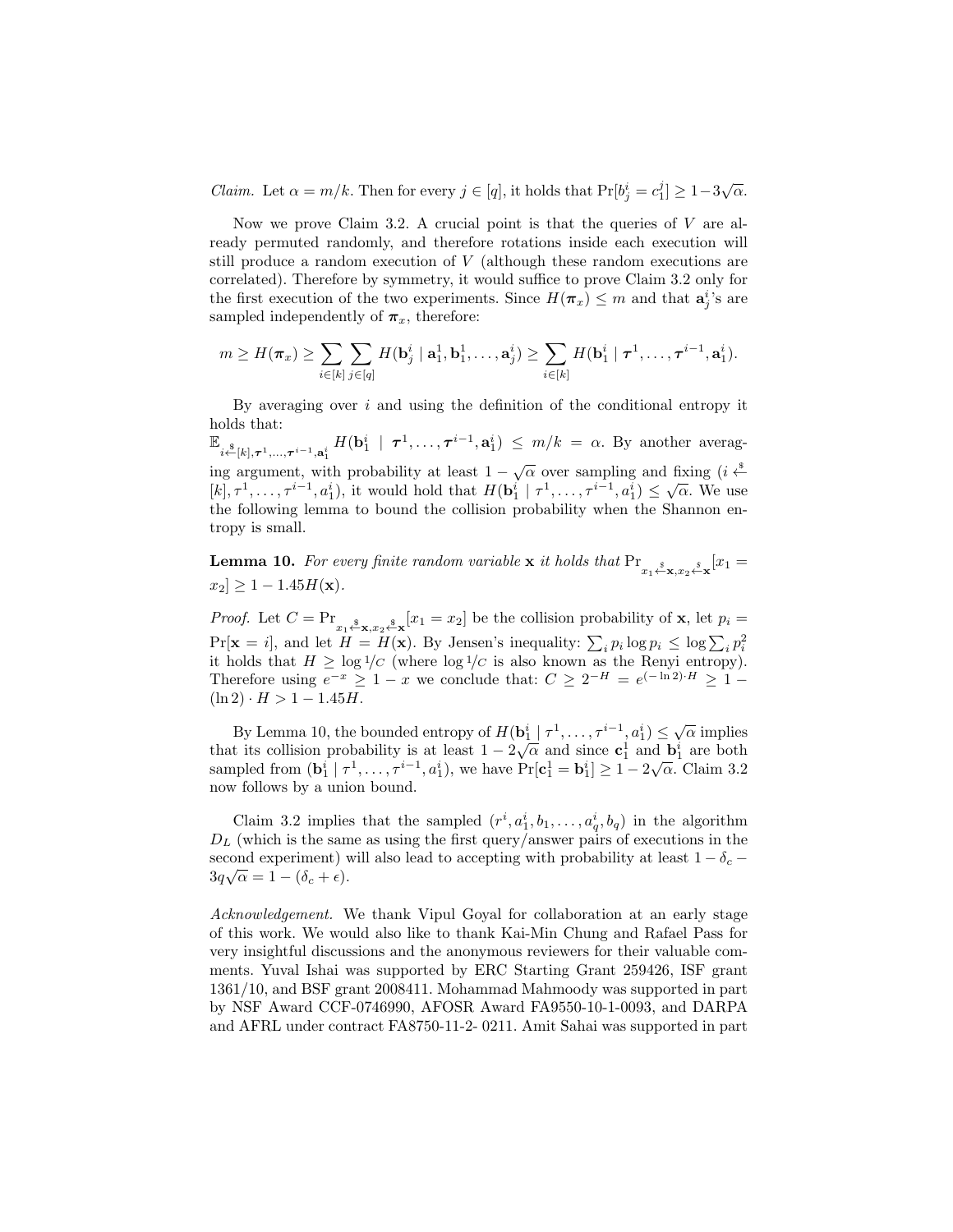*Claim.* Let $\alpha = m/k$. Then for every $j \in [q]$, it holds that $\Pr[b^i_j = c^j_1] \geq 1 - 3\sqrt{\alpha}$.

Now we prove Claim 3.2. A crucial point is that the queries of $V$ are already permuted randomly, and therefore rotations inside each execution will still produce a random execution of $V$ (although these random executions are correlated). Therefore by symmetry, it would suffice to prove Claim 3.2 only for the first execution of the two experiments. Since $H(\boldsymbol{\pi}_x) \leq m$ and that $\mathbf{a}^i_j$'s are sampled independently of $\boldsymbol{\pi}_x$, therefore:

$$m \geq H(\boldsymbol{\pi}_x) \geq \sum_{i \in [k]} \sum_{j \in [q]} H(\mathbf{b}^i_j \mid \mathbf{a}^1_1, \mathbf{b}^1_1, \ldots, \mathbf{a}^i_j) \geq \sum_{i \in [k]} H(\mathbf{b}^i_1 \mid \boldsymbol{\tau}^1, \ldots, \boldsymbol{\tau}^{i-1}, \mathbf{a}^i_1).$$

By averaging over $i$ and using the definition of the conditional entropy it holds that:
$\mathbb{E}_{i \xleftarrow{\$} [k], \boldsymbol{\tau}^1, \ldots, \boldsymbol{\tau}^{i-1}, \mathbf{a}^i_1} H(\mathbf{b}^i_1 \mid \boldsymbol{\tau}^1, \ldots, \boldsymbol{\tau}^{i-1}, \mathbf{a}^i_1) \leq m/k = \alpha$. By another averaging argument, with probability at least $1 - \sqrt{\alpha}$ over sampling and fixing $(i \xleftarrow{\$} [k], \tau^1, \ldots, \tau^{i-1}, a^i_1)$, it would hold that $H(\mathbf{b}^i_1 \mid \tau^1, \ldots, \tau^{i-1}, a^i_1) \leq \sqrt{\alpha}$. We use the following lemma to bound the collision probability when the Shannon entropy is small.

**Lemma 10.** *For every finite random variable* $\mathbf{x}$ *it holds that* $\Pr_{x_1 \xleftarrow{\$} \mathbf{x}, x_2 \xleftarrow{\$} \mathbf{x}}[x_1 = x_2] \geq 1 - 1.45 H(\mathbf{x})$.

*Proof.* Let $C = \Pr_{x_1 \xleftarrow{\$} \mathbf{x}, x_2 \xleftarrow{\$} \mathbf{x}}[x_1 = x_2]$ be the collision probability of $\mathbf{x}$, let $p_i = \Pr[\mathbf{x} = i]$, and let $H = H(\mathbf{x})$. By Jensen's inequality: $\sum_i p_i \log p_i \leq \log \sum_i p_i^2$ it holds that $H \geq \log {}^1\!/C$ (where $\log {}^1\!/C$ is also known as the Renyi entropy). Therefore using $e^{-x} \geq 1 - x$ we conclude that: $C \geq 2^{-H} = e^{(-\ln 2) \cdot H} \geq 1 - (\ln 2) \cdot H > 1 - 1.45H$.

By Lemma 10, the bounded entropy of $H(\mathbf{b}^i_1 \mid \tau^1, \ldots, \tau^{i-1}, a^i_1) \leq \sqrt{\alpha}$ implies that its collision probability is at least $1 - 2\sqrt{\alpha}$ and since $\mathbf{c}^1_1$ and $\mathbf{b}^i_1$ are both sampled from $(\mathbf{b}^i_1 \mid \tau^1, \ldots, \tau^{i-1}, a^i_1)$, we have $\Pr[\mathbf{c}^1_1 = \mathbf{b}^i_1] \geq 1 - 2\sqrt{\alpha}$. Claim 3.2 now follows by a union bound.

Claim 3.2 implies that the sampled $(r^i, a^i_1, b_1, \ldots, a^i_q, b_q)$ in the algorithm $D_L$ (which is the same as using the first query/answer pairs of executions in the second experiment) will also lead to accepting with probability at least $1 - \delta_c - 3q\sqrt{\alpha} = 1 - (\delta_c + \epsilon)$.

*Acknowledgement.* We thank Vipul Goyal for collaboration at an early stage of this work. We would also like to thank Kai-Min Chung and Rafael Pass for very insightful discussions and the anonymous reviewers for their valuable comments. Yuval Ishai was supported by ERC Starting Grant 259426, ISF grant 1361/10, and BSF grant 2008411. Mohammad Mahmoody was supported in part by NSF Award CCF-0746990, AFOSR Award FA9550-10-1-0093, and DARPA and AFRL under contract FA8750-11-2- 0211. Amit Sahai was supported in part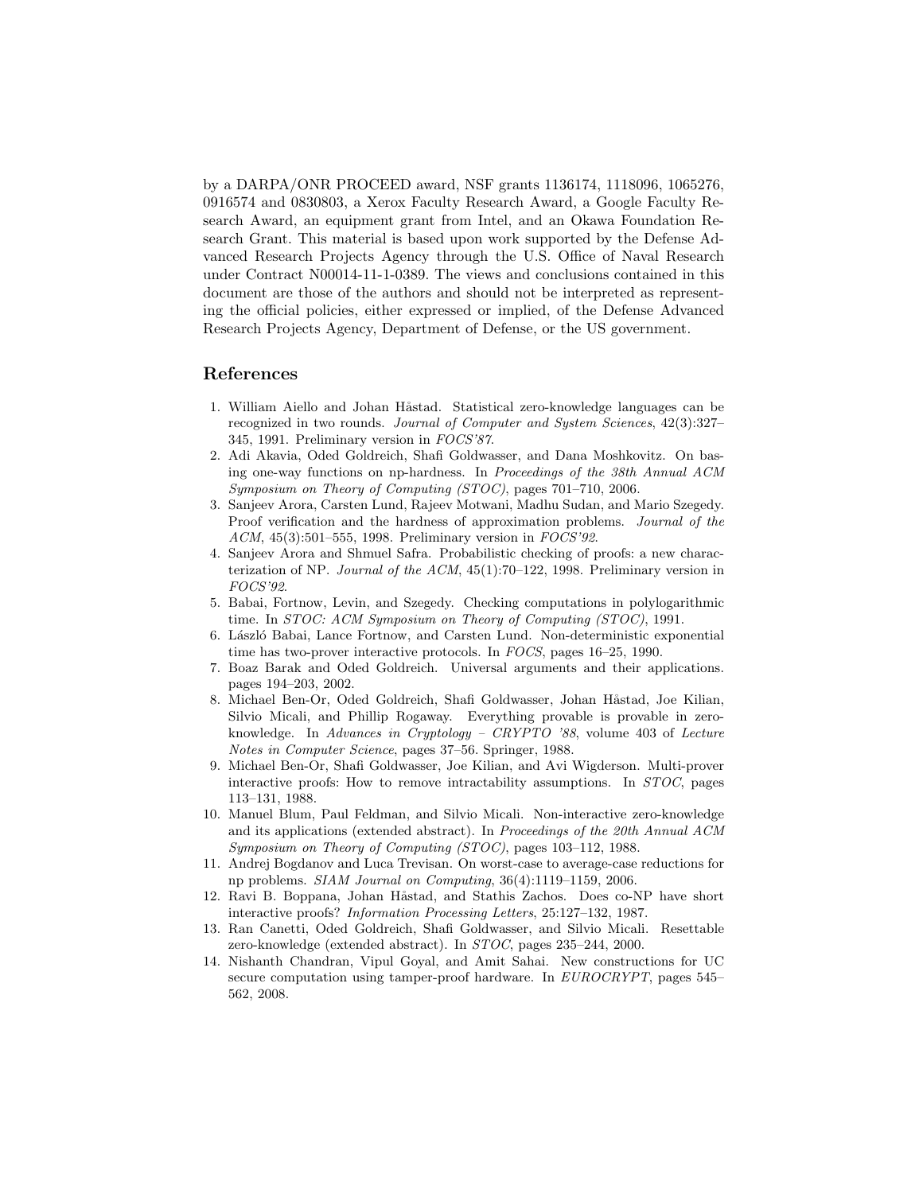by a DARPA/ONR PROCEED award, NSF grants 1136174, 1118096, 1065276, 0916574 and 0830803, a Xerox Faculty Research Award, a Google Faculty Research Award, an equipment grant from Intel, and an Okawa Foundation Research Grant. This material is based upon work supported by the Defense Advanced Research Projects Agency through the U.S. Office of Naval Research under Contract N00014-11-1-0389. The views and conclusions contained in this document are those of the authors and should not be interpreted as representing the official policies, either expressed or implied, of the Defense Advanced Research Projects Agency, Department of Defense, or the US government.

## References

1. William Aiello and Johan Håstad. Statistical zero-knowledge languages can be recognized in two rounds. *Journal of Computer and System Sciences*, 42(3):327–345, 1991. Preliminary version in *FOCS'87*.
2. Adi Akavia, Oded Goldreich, Shafi Goldwasser, and Dana Moshkovitz. On basing one-way functions on np-hardness. In *Proceedings of the 38th Annual ACM Symposium on Theory of Computing (STOC)*, pages 701–710, 2006.
3. Sanjeev Arora, Carsten Lund, Rajeev Motwani, Madhu Sudan, and Mario Szegedy. Proof verification and the hardness of approximation problems. *Journal of the ACM*, 45(3):501–555, 1998. Preliminary version in *FOCS'92*.
4. Sanjeev Arora and Shmuel Safra. Probabilistic checking of proofs: a new characterization of NP. *Journal of the ACM*, 45(1):70–122, 1998. Preliminary version in *FOCS'92*.
5. Babai, Fortnow, Levin, and Szegedy. Checking computations in polylogarithmic time. In *STOC: ACM Symposium on Theory of Computing (STOC)*, 1991.
6. László Babai, Lance Fortnow, and Carsten Lund. Non-deterministic exponential time has two-prover interactive protocols. In *FOCS*, pages 16–25, 1990.
7. Boaz Barak and Oded Goldreich. Universal arguments and their applications. pages 194–203, 2002.
8. Michael Ben-Or, Oded Goldreich, Shafi Goldwasser, Johan Håstad, Joe Kilian, Silvio Micali, and Phillip Rogaway. Everything provable is provable in zero-knowledge. In *Advances in Cryptology – CRYPTO '88*, volume 403 of *Lecture Notes in Computer Science*, pages 37–56. Springer, 1988.
9. Michael Ben-Or, Shafi Goldwasser, Joe Kilian, and Avi Wigderson. Multi-prover interactive proofs: How to remove intractability assumptions. In *STOC*, pages 113–131, 1988.
10. Manuel Blum, Paul Feldman, and Silvio Micali. Non-interactive zero-knowledge and its applications (extended abstract). In *Proceedings of the 20th Annual ACM Symposium on Theory of Computing (STOC)*, pages 103–112, 1988.
11. Andrej Bogdanov and Luca Trevisan. On worst-case to average-case reductions for np problems. *SIAM Journal on Computing*, 36(4):1119–1159, 2006.
12. Ravi B. Boppana, Johan Håstad, and Stathis Zachos. Does co-NP have short interactive proofs? *Information Processing Letters*, 25:127–132, 1987.
13. Ran Canetti, Oded Goldreich, Shafi Goldwasser, and Silvio Micali. Resettable zero-knowledge (extended abstract). In *STOC*, pages 235–244, 2000.
14. Nishanth Chandran, Vipul Goyal, and Amit Sahai. New constructions for UC secure computation using tamper-proof hardware. In *EUROCRYPT*, pages 545–562, 2008.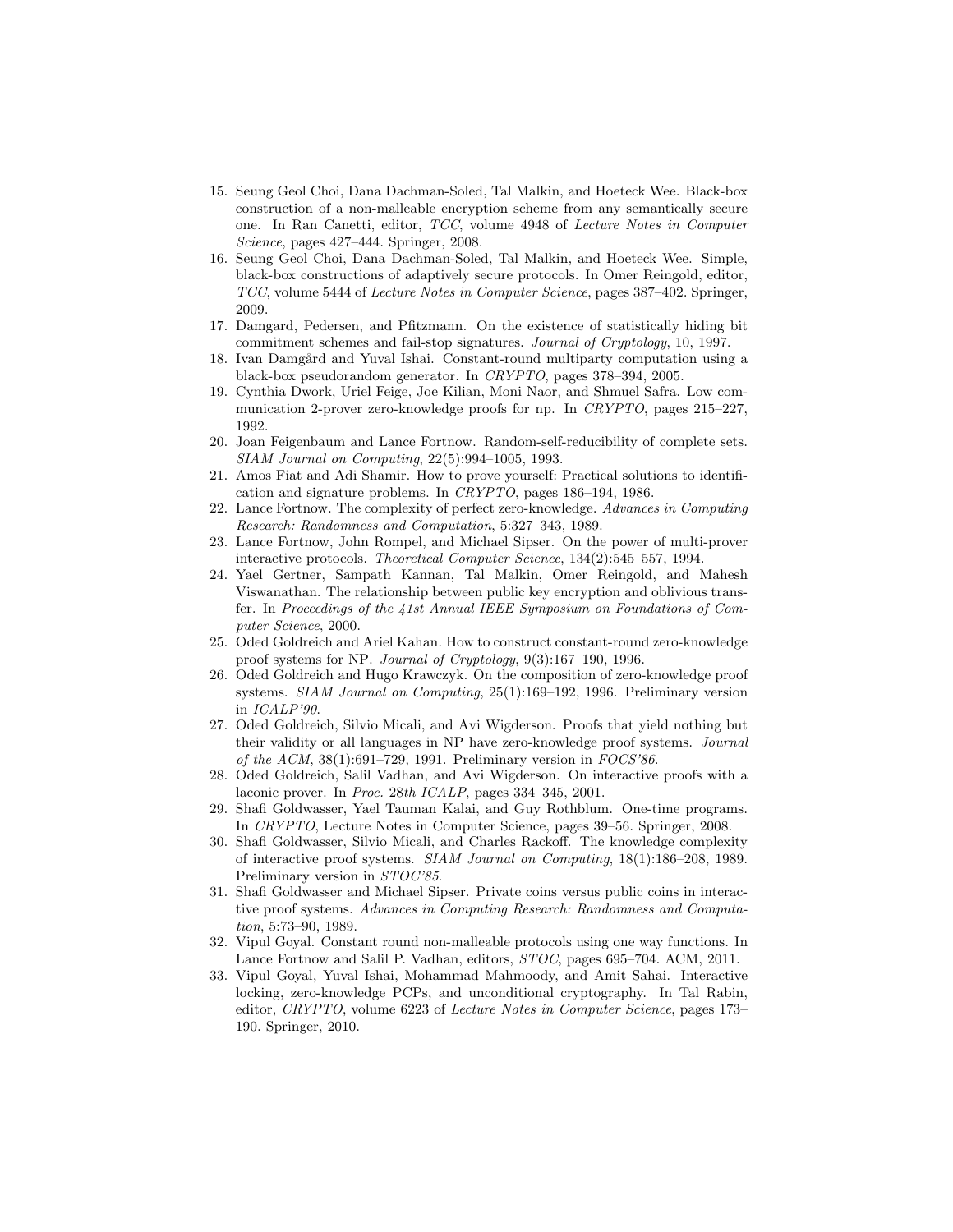15. Seung Geol Choi, Dana Dachman-Soled, Tal Malkin, and Hoeteck Wee. Black-box construction of a non-malleable encryption scheme from any semantically secure one. In Ran Canetti, editor, *TCC*, volume 4948 of *Lecture Notes in Computer Science*, pages 427–444. Springer, 2008.
16. Seung Geol Choi, Dana Dachman-Soled, Tal Malkin, and Hoeteck Wee. Simple, black-box constructions of adaptively secure protocols. In Omer Reingold, editor, *TCC*, volume 5444 of *Lecture Notes in Computer Science*, pages 387–402. Springer, 2009.
17. Damgard, Pedersen, and Pfitzmann. On the existence of statistically hiding bit commitment schemes and fail-stop signatures. *Journal of Cryptology*, 10, 1997.
18. Ivan Damgård and Yuval Ishai. Constant-round multiparty computation using a black-box pseudorandom generator. In *CRYPTO*, pages 378–394, 2005.
19. Cynthia Dwork, Uriel Feige, Joe Kilian, Moni Naor, and Shmuel Safra. Low communication 2-prover zero-knowledge proofs for np. In *CRYPTO*, pages 215–227, 1992.
20. Joan Feigenbaum and Lance Fortnow. Random-self-reducibility of complete sets. *SIAM Journal on Computing*, 22(5):994–1005, 1993.
21. Amos Fiat and Adi Shamir. How to prove yourself: Practical solutions to identification and signature problems. In *CRYPTO*, pages 186–194, 1986.
22. Lance Fortnow. The complexity of perfect zero-knowledge. *Advances in Computing Research: Randomness and Computation*, 5:327–343, 1989.
23. Lance Fortnow, John Rompel, and Michael Sipser. On the power of multi-prover interactive protocols. *Theoretical Computer Science*, 134(2):545–557, 1994.
24. Yael Gertner, Sampath Kannan, Tal Malkin, Omer Reingold, and Mahesh Viswanathan. The relationship between public key encryption and oblivious transfer. In *Proceedings of the 41st Annual IEEE Symposium on Foundations of Computer Science*, 2000.
25. Oded Goldreich and Ariel Kahan. How to construct constant-round zero-knowledge proof systems for NP. *Journal of Cryptology*, 9(3):167–190, 1996.
26. Oded Goldreich and Hugo Krawczyk. On the composition of zero-knowledge proof systems. *SIAM Journal on Computing*, 25(1):169–192, 1996. Preliminary version in *ICALP'90*.
27. Oded Goldreich, Silvio Micali, and Avi Wigderson. Proofs that yield nothing but their validity or all languages in NP have zero-knowledge proof systems. *Journal of the ACM*, 38(1):691–729, 1991. Preliminary version in *FOCS'86*.
28. Oded Goldreich, Salil Vadhan, and Avi Wigderson. On interactive proofs with a laconic prover. In *Proc. 28th ICALP*, pages 334–345, 2001.
29. Shafi Goldwasser, Yael Tauman Kalai, and Guy Rothblum. One-time programs. In *CRYPTO*, Lecture Notes in Computer Science, pages 39–56. Springer, 2008.
30. Shafi Goldwasser, Silvio Micali, and Charles Rackoff. The knowledge complexity of interactive proof systems. *SIAM Journal on Computing*, 18(1):186–208, 1989. Preliminary version in *STOC'85*.
31. Shafi Goldwasser and Michael Sipser. Private coins versus public coins in interactive proof systems. *Advances in Computing Research: Randomness and Computation*, 5:73–90, 1989.
32. Vipul Goyal. Constant round non-malleable protocols using one way functions. In Lance Fortnow and Salil P. Vadhan, editors, *STOC*, pages 695–704. ACM, 2011.
33. Vipul Goyal, Yuval Ishai, Mohammad Mahmoody, and Amit Sahai. Interactive locking, zero-knowledge PCPs, and unconditional cryptography. In Tal Rabin, editor, *CRYPTO*, volume 6223 of *Lecture Notes in Computer Science*, pages 173–190. Springer, 2010.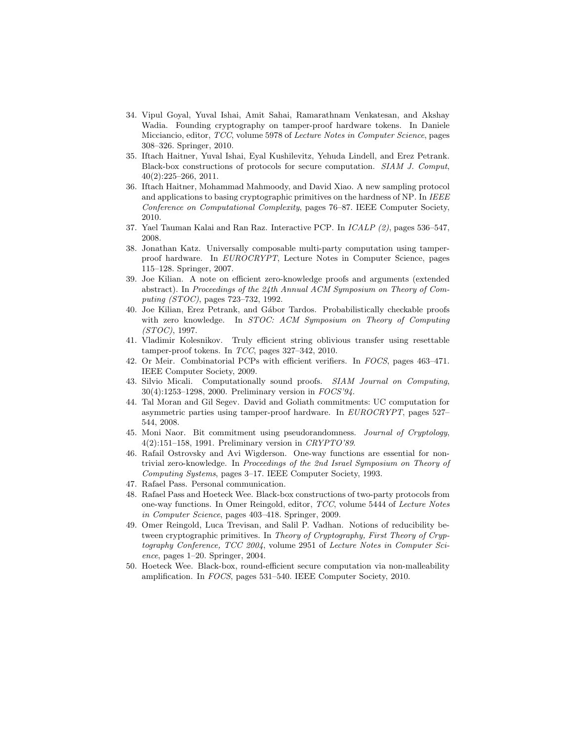34. Vipul Goyal, Yuval Ishai, Amit Sahai, Ramarathnam Venkatesan, and Akshay Wadia. Founding cryptography on tamper-proof hardware tokens. In Daniele Micciancio, editor, *TCC*, volume 5978 of *Lecture Notes in Computer Science*, pages 308–326. Springer, 2010.
35. Iftach Haitner, Yuval Ishai, Eyal Kushilevitz, Yehuda Lindell, and Erez Petrank. Black-box constructions of protocols for secure computation. *SIAM J. Comput*, 40(2):225–266, 2011.
36. Iftach Haitner, Mohammad Mahmoody, and David Xiao. A new sampling protocol and applications to basing cryptographic primitives on the hardness of NP. In *IEEE Conference on Computational Complexity*, pages 76–87. IEEE Computer Society, 2010.
37. Yael Tauman Kalai and Ran Raz. Interactive PCP. In *ICALP (2)*, pages 536–547, 2008.
38. Jonathan Katz. Universally composable multi-party computation using tamper-proof hardware. In *EUROCRYPT*, Lecture Notes in Computer Science, pages 115–128. Springer, 2007.
39. Joe Kilian. A note on efficient zero-knowledge proofs and arguments (extended abstract). In *Proceedings of the 24th Annual ACM Symposium on Theory of Computing (STOC)*, pages 723–732, 1992.
40. Joe Kilian, Erez Petrank, and Gábor Tardos. Probabilistically checkable proofs with zero knowledge. In *STOC: ACM Symposium on Theory of Computing (STOC)*, 1997.
41. Vladimir Kolesnikov. Truly efficient string oblivious transfer using resettable tamper-proof tokens. In *TCC*, pages 327–342, 2010.
42. Or Meir. Combinatorial PCPs with efficient verifiers. In *FOCS*, pages 463–471. IEEE Computer Society, 2009.
43. Silvio Micali. Computationally sound proofs. *SIAM Journal on Computing*, 30(4):1253–1298, 2000. Preliminary version in *FOCS'94*.
44. Tal Moran and Gil Segev. David and Goliath commitments: UC computation for asymmetric parties using tamper-proof hardware. In *EUROCRYPT*, pages 527–544, 2008.
45. Moni Naor. Bit commitment using pseudorandomness. *Journal of Cryptology*, 4(2):151–158, 1991. Preliminary version in *CRYPTO'89*.
46. Rafail Ostrovsky and Avi Wigderson. One-way functions are essential for non-trivial zero-knowledge. In *Proceedings of the 2nd Israel Symposium on Theory of Computing Systems*, pages 3–17. IEEE Computer Society, 1993.
47. Rafael Pass. Personal communication.
48. Rafael Pass and Hoeteck Wee. Black-box constructions of two-party protocols from one-way functions. In Omer Reingold, editor, *TCC*, volume 5444 of *Lecture Notes in Computer Science*, pages 403–418. Springer, 2009.
49. Omer Reingold, Luca Trevisan, and Salil P. Vadhan. Notions of reducibility between cryptographic primitives. In *Theory of Cryptography, First Theory of Cryptography Conference, TCC 2004*, volume 2951 of *Lecture Notes in Computer Science*, pages 1–20. Springer, 2004.
50. Hoeteck Wee. Black-box, round-efficient secure computation via non-malleability amplification. In *FOCS*, pages 531–540. IEEE Computer Society, 2010.